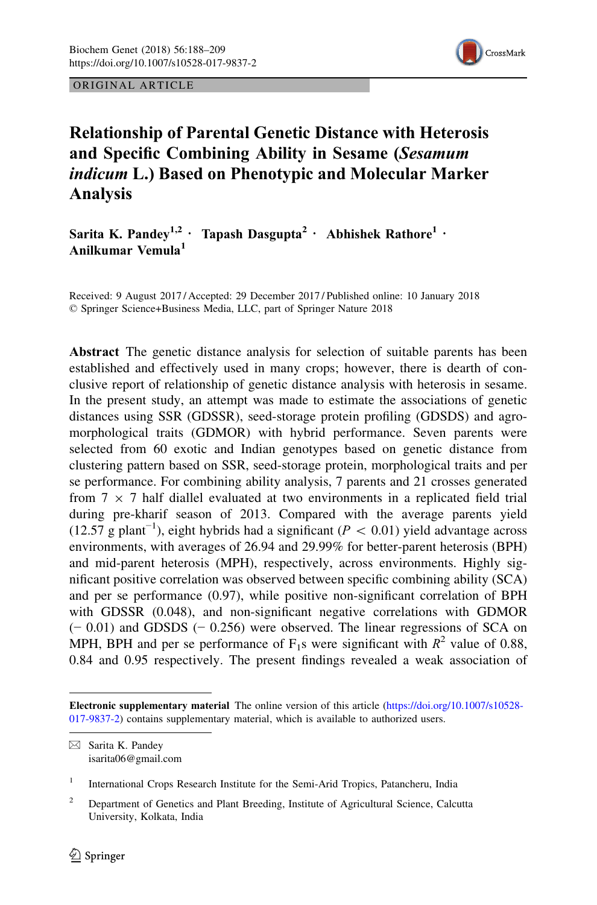ORIGINAL ARTICLE

# Relationship of Parental Genetic Distance with Heterosis and Specific Combining Ability in Sesame (*Sesamum indicum* L.) Based on Phenotypic and Molecular Marker Analysis

**Sarita K. Pandey**[1,2] · **Tapash Dasgupta**[2] · **Abhishek Rathore**[1] · **Anilkumar Vemula**[1]

Received: 9 August 2017 / Accepted: 29 December 2017 / Published online: 10 January 2018
© Springer Science+Business Media, LLC, part of Springer Nature 2018

**Abstract** The genetic distance analysis for selection of suitable parents has been established and effectively used in many crops; however, there is dearth of conclusive report of relationship of genetic distance analysis with heterosis in sesame. In the present study, an attempt was made to estimate the associations of genetic distances using SSR (GDSSR), seed-storage protein profiling (GDSDS) and agro-morphological traits (GDMOR) with hybrid performance. Seven parents were selected from 60 exotic and Indian genotypes based on genetic distance from clustering pattern based on SSR, seed-storage protein, morphological traits and per se performance. For combining ability analysis, 7 parents and 21 crosses generated from 7 × 7 half diallel evaluated at two environments in a replicated field trial during pre-kharif season of 2013. Compared with the average parents yield (12.57 g plant$^{-1}$), eight hybrids had a significant ($P < 0.01$) yield advantage across environments, with averages of 26.94 and 29.99% for better-parent heterosis (BPH) and mid-parent heterosis (MPH), respectively, across environments. Highly significant positive correlation was observed between specific combining ability (SCA) and per se performance (0.97), while positive non-significant correlation of BPH with GDSSR (0.048), and non-significant negative correlations with GDMOR (− 0.01) and GDSDS (− 0.256) were observed. The linear regressions of SCA on MPH, BPH and per se performance of $F_1$s were significant with $R^2$ value of 0.88, 0.84 and 0.95 respectively. The present findings revealed a weak association of

**Electronic supplementary material** The online version of this article (https://doi.org/10.1007/s10528-017-9837-2) contains supplementary material, which is available to authorized users.

✉ Sarita K. Pandey
isarita06@gmail.com

[1] International Crops Research Institute for the Semi-Arid Tropics, Patancheru, India

[2] Department of Genetics and Plant Breeding, Institute of Agricultural Science, Calcutta University, Kolkata, India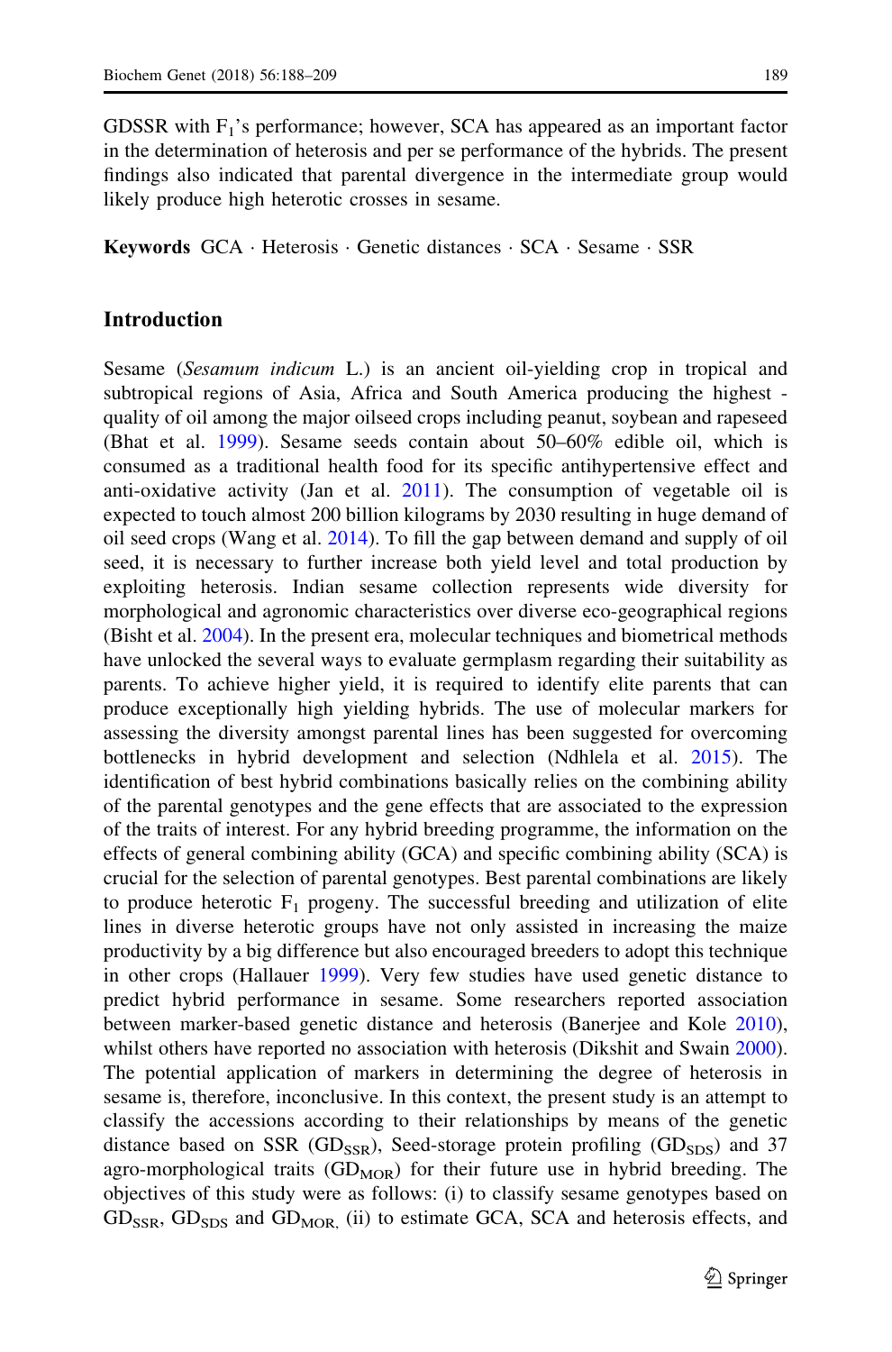GDSSR with $F_1$'s performance; however, SCA has appeared as an important factor in the determination of heterosis and per se performance of the hybrids. The present findings also indicated that parental divergence in the intermediate group would likely produce high heterotic crosses in sesame.

**Keywords** GCA · Heterosis · Genetic distances · SCA · Sesame · SSR

## Introduction

Sesame (*Sesamum indicum* L.) is an ancient oil-yielding crop in tropical and subtropical regions of Asia, Africa and South America producing the highest - quality of oil among the major oilseed crops including peanut, soybean and rapeseed (Bhat et al. 1999). Sesame seeds contain about 50–60% edible oil, which is consumed as a traditional health food for its specific antihypertensive effect and anti-oxidative activity (Jan et al. 2011). The consumption of vegetable oil is expected to touch almost 200 billion kilograms by 2030 resulting in huge demand of oil seed crops (Wang et al. 2014). To fill the gap between demand and supply of oil seed, it is necessary to further increase both yield level and total production by exploiting heterosis. Indian sesame collection represents wide diversity for morphological and agronomic characteristics over diverse eco-geographical regions (Bisht et al. 2004). In the present era, molecular techniques and biometrical methods have unlocked the several ways to evaluate germplasm regarding their suitability as parents. To achieve higher yield, it is required to identify elite parents that can produce exceptionally high yielding hybrids. The use of molecular markers for assessing the diversity amongst parental lines has been suggested for overcoming bottlenecks in hybrid development and selection (Ndhlela et al. 2015). The identification of best hybrid combinations basically relies on the combining ability of the parental genotypes and the gene effects that are associated to the expression of the traits of interest. For any hybrid breeding programme, the information on the effects of general combining ability (GCA) and specific combining ability (SCA) is crucial for the selection of parental genotypes. Best parental combinations are likely to produce heterotic $F_1$ progeny. The successful breeding and utilization of elite lines in diverse heterotic groups have not only assisted in increasing the maize productivity by a big difference but also encouraged breeders to adopt this technique in other crops (Hallauer 1999). Very few studies have used genetic distance to predict hybrid performance in sesame. Some researchers reported association between marker-based genetic distance and heterosis (Banerjee and Kole 2010), whilst others have reported no association with heterosis (Dikshit and Swain 2000). The potential application of markers in determining the degree of heterosis in sesame is, therefore, inconclusive. In this context, the present study is an attempt to classify the accessions according to their relationships by means of the genetic distance based on SSR ($GD_{SSR}$), Seed-storage protein profiling ($GD_{SDS}$) and 37 agro-morphological traits ($GD_{MOR}$) for their future use in hybrid breeding. The objectives of this study were as follows: (i) to classify sesame genotypes based on $GD_{SSR}$, $GD_{SDS}$ and $GD_{MOR,}$ (ii) to estimate GCA, SCA and heterosis effects, and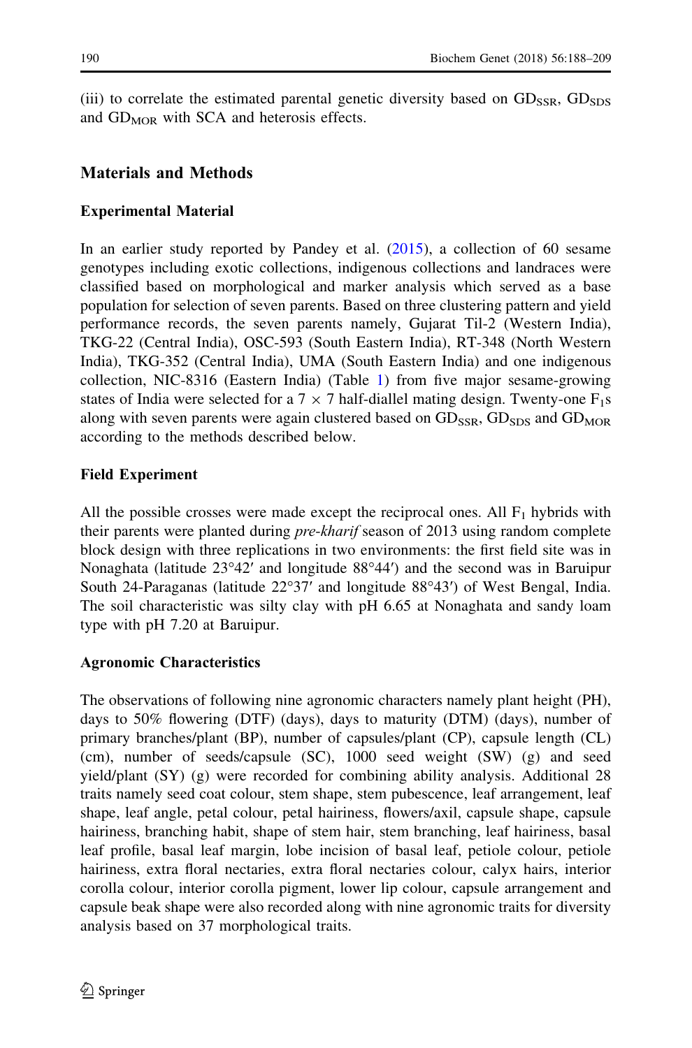(iii) to correlate the estimated parental genetic diversity based on $GD_{SSR}$, $GD_{SDS}$ and $GD_{MOR}$ with SCA and heterosis effects.

## Materials and Methods

### Experimental Material

In an earlier study reported by Pandey et al. (2015), a collection of 60 sesame genotypes including exotic collections, indigenous collections and landraces were classified based on morphological and marker analysis which served as a base population for selection of seven parents. Based on three clustering pattern and yield performance records, the seven parents namely, Gujarat Til-2 (Western India), TKG-22 (Central India), OSC-593 (South Eastern India), RT-348 (North Western India), TKG-352 (Central India), UMA (South Eastern India) and one indigenous collection, NIC-8316 (Eastern India) (Table 1) from five major sesame-growing states of India were selected for a $7 \times 7$ half-diallel mating design. Twenty-one $F_1$s along with seven parents were again clustered based on $GD_{SSR}$, $GD_{SDS}$ and $GD_{MOR}$ according to the methods described below.

### Field Experiment

All the possible crosses were made except the reciprocal ones. All $F_1$ hybrids with their parents were planted during *pre-kharif* season of 2013 using random complete block design with three replications in two environments: the first field site was in Nonaghata (latitude 23°42′ and longitude 88°44′) and the second was in Baruipur South 24-Paraganas (latitude 22°37′ and longitude 88°43′) of West Bengal, India. The soil characteristic was silty clay with pH 6.65 at Nonaghata and sandy loam type with pH 7.20 at Baruipur.

### Agronomic Characteristics

The observations of following nine agronomic characters namely plant height (PH), days to 50% flowering (DTF) (days), days to maturity (DTM) (days), number of primary branches/plant (BP), number of capsules/plant (CP), capsule length (CL) (cm), number of seeds/capsule (SC), 1000 seed weight (SW) (g) and seed yield/plant (SY) (g) were recorded for combining ability analysis. Additional 28 traits namely seed coat colour, stem shape, stem pubescence, leaf arrangement, leaf shape, leaf angle, petal colour, petal hairiness, flowers/axil, capsule shape, capsule hairiness, branching habit, shape of stem hair, stem branching, leaf hairiness, basal leaf profile, basal leaf margin, lobe incision of basal leaf, petiole colour, petiole hairiness, extra floral nectaries, extra floral nectaries colour, calyx hairs, interior corolla colour, interior corolla pigment, lower lip colour, capsule arrangement and capsule beak shape were also recorded along with nine agronomic traits for diversity analysis based on 37 morphological traits.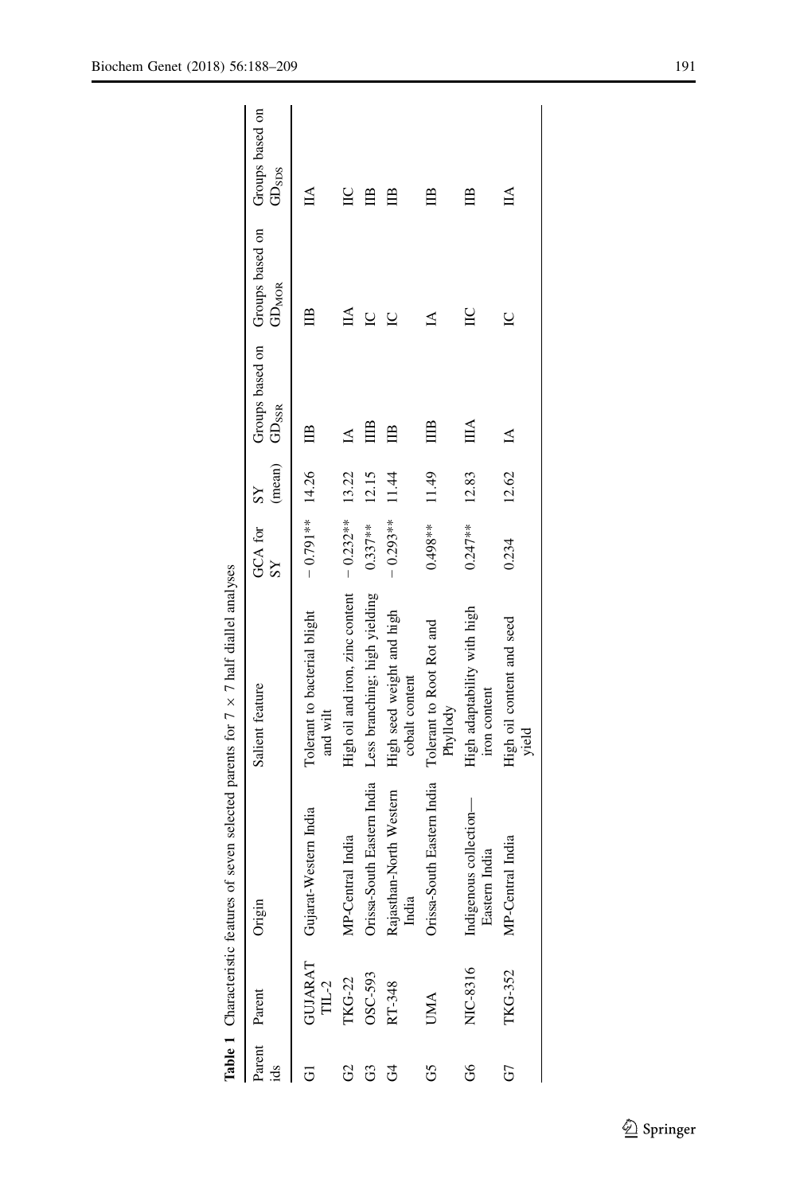**Table 1** Characteristic features of seven selected parents for 7 × 7 half diallel analyses

| Parent ids | Parent | Origin | Salient feature | GCA for SY | SY (mean) | Groups based on $GD_{SSR}$ | Groups based on $GD_{MOR}$ | Groups based on $GD_{SDS}$ |
|---|---|---|---|---|---|---|---|---|
| G1 | GUJARAT TIL-2 | Gujarat-Western India | Tolerant to bacterial blight and wilt | − 0.791** | 14.26 | IIB | IIB | IIA |
| G2 | TKG-22 | MP-Central India | High oil and iron, zinc content | − 0.232** | 13.22 | IA | IIA | IIC |
| G3 | OSC-593 | Orissa-South Eastern India | Less branching; high yielding | 0.337** | 12.15 | IIIB | IC | IIB |
| G4 | RT-348 | Rajasthan-North Western India | High seed weight and high cobalt content | − 0.293** | 11.44 | IIB | IC | IIB |
| G5 | UMA | Orissa-South Eastern India | Tolerant to Root Rot and Phyllody | 0.498** | 11.49 | IIIB | IA | IIB |
| G6 | NIC-8316 | Indigenous collection—Eastern India | High adaptability with high iron content | 0.247** | 12.83 | IIIA | IIC | IIB |
| G7 | TKG-352 | MP-Central India | High oil content and seed yield | 0.234 | 12.62 | IA | IC | IIA |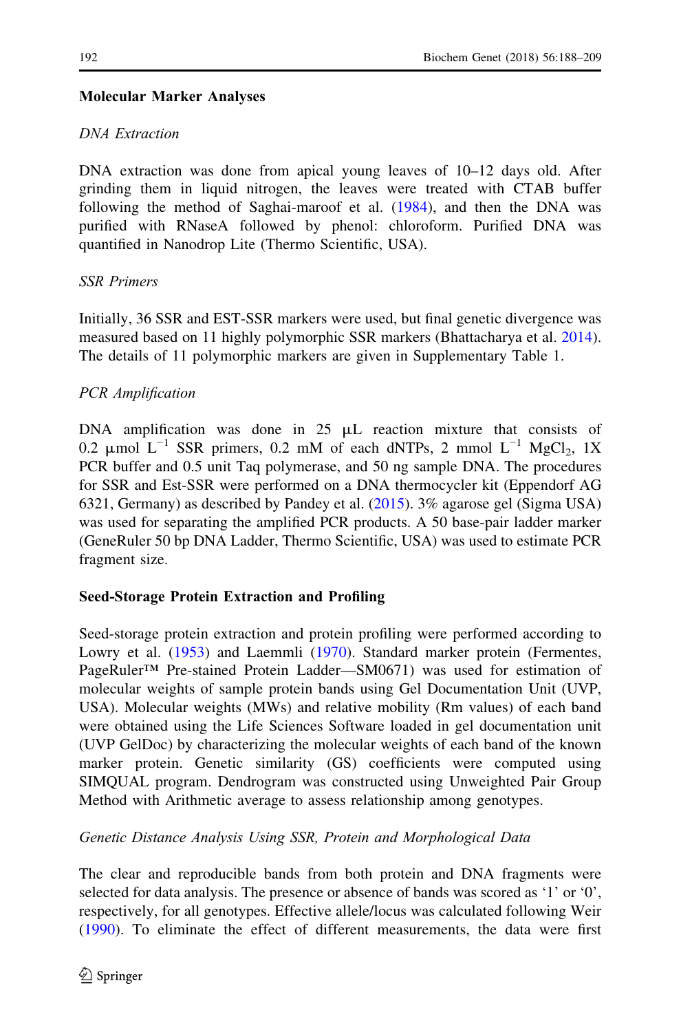## Molecular Marker Analyses

### *DNA Extraction*

DNA extraction was done from apical young leaves of 10–12 days old. After grinding them in liquid nitrogen, the leaves were treated with CTAB buffer following the method of Saghai-maroof et al. (1984), and then the DNA was purified with RNaseA followed by phenol: chloroform. Purified DNA was quantified in Nanodrop Lite (Thermo Scientific, USA).

### *SSR Primers*

Initially, 36 SSR and EST-SSR markers were used, but final genetic divergence was measured based on 11 highly polymorphic SSR markers (Bhattacharya et al. 2014). The details of 11 polymorphic markers are given in Supplementary Table 1.

### *PCR Amplification*

DNA amplification was done in 25 μL reaction mixture that consists of 0.2 μmol $L^{-1}$ SSR primers, 0.2 mM of each dNTPs, 2 mmol $L^{-1}$ $MgCl_2$, 1X PCR buffer and 0.5 unit Taq polymerase, and 50 ng sample DNA. The procedures for SSR and Est-SSR were performed on a DNA thermocycler kit (Eppendorf AG 6321, Germany) as described by Pandey et al. (2015). 3% agarose gel (Sigma USA) was used for separating the amplified PCR products. A 50 base-pair ladder marker (GeneRuler 50 bp DNA Ladder, Thermo Scientific, USA) was used to estimate PCR fragment size.

## Seed-Storage Protein Extraction and Profiling

Seed-storage protein extraction and protein profiling were performed according to Lowry et al. (1953) and Laemmli (1970). Standard marker protein (Fermentes, PageRuler™ Pre-stained Protein Ladder—SM0671) was used for estimation of molecular weights of sample protein bands using Gel Documentation Unit (UVP, USA). Molecular weights (MWs) and relative mobility (Rm values) of each band were obtained using the Life Sciences Software loaded in gel documentation unit (UVP GelDoc) by characterizing the molecular weights of each band of the known marker protein. Genetic similarity (GS) coefficients were computed using SIMQUAL program. Dendrogram was constructed using Unweighted Pair Group Method with Arithmetic average to assess relationship among genotypes.

### *Genetic Distance Analysis Using SSR, Protein and Morphological Data*

The clear and reproducible bands from both protein and DNA fragments were selected for data analysis. The presence or absence of bands was scored as '1' or '0', respectively, for all genotypes. Effective allele/locus was calculated following Weir (1990). To eliminate the effect of different measurements, the data were first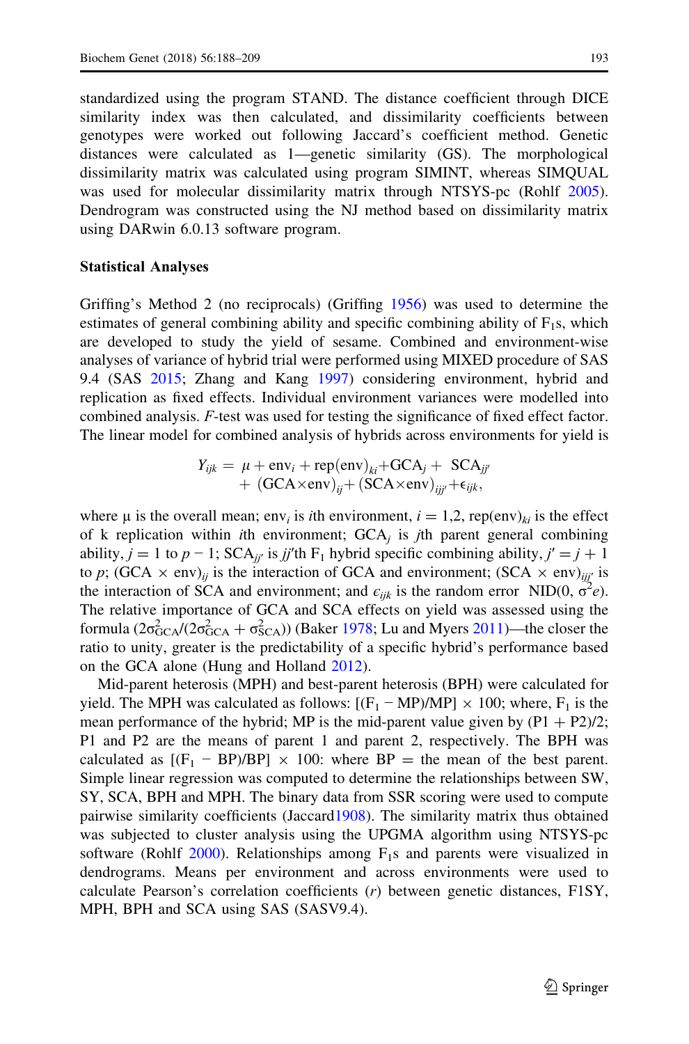standardized using the program STAND. The distance coefficient through DICE similarity index was then calculated, and dissimilarity coefficients between genotypes were worked out following Jaccard's coefficient method. Genetic distances were calculated as 1—genetic similarity (GS). The morphological dissimilarity matrix was calculated using program SIMINT, whereas SIMQUAL was used for molecular dissimilarity matrix through NTSYS-pc (Rohlf 2005). Dendrogram was constructed using the NJ method based on dissimilarity matrix using DARwin 6.0.13 software program.

### Statistical Analyses

Griffing's Method 2 (no reciprocals) (Griffing 1956) was used to determine the estimates of general combining ability and specific combining ability of $F_1$s, which are developed to study the yield of sesame. Combined and environment-wise analyses of variance of hybrid trial were performed using MIXED procedure of SAS 9.4 (SAS 2015; Zhang and Kang 1997) considering environment, hybrid and replication as fixed effects. Individual environment variances were modelled into combined analysis. *F*-test was used for testing the significance of fixed effect factor. The linear model for combined analysis of hybrids across environments for yield is

$$Y_{ijk} = \mu + \text{env}_i + \text{rep(env)}_{ki} + \text{GCA}_j + \text{SCA}_{jj'} + (\text{GCA}\times\text{env})_{ij} + (\text{SCA}\times\text{env})_{ijj'} + \epsilon_{ijk},$$

where µ is the overall mean; $\text{env}_i$ is *i*th environment, $i = 1,2$, $\text{rep(env)}_{ki}$ is the effect of k replication within *i*th environment; $\text{GCA}_j$ is *j*th parent general combining ability, $j = 1$ to $p - 1$; $\text{SCA}_{jj'}$ is *jj'*th $F_1$ hybrid specific combining ability, $j' = j + 1$ to $p$; $(\text{GCA} \times \text{env})_{ij}$ is the interaction of GCA and environment; $(\text{SCA} \times \text{env})_{ijj'}$ is the interaction of SCA and environment; and $\epsilon_{ijk}$ is the random error NID(0, $\sigma^2 e$). The relative importance of GCA and SCA effects on yield was assessed using the formula $(2\sigma^2_{\text{GCA}}/(2\sigma^2_{\text{GCA}} + \sigma^2_{\text{SCA}}))$ (Baker 1978; Lu and Myers 2011)—the closer the ratio to unity, greater is the predictability of a specific hybrid's performance based on the GCA alone (Hung and Holland 2012).

Mid-parent heterosis (MPH) and best-parent heterosis (BPH) were calculated for yield. The MPH was calculated as follows: $[(F_1 - \text{MP})/\text{MP}] \times 100$; where, $F_1$ is the mean performance of the hybrid; MP is the mid-parent value given by (P1 + P2)/2; P1 and P2 are the means of parent 1 and parent 2, respectively. The BPH was calculated as $[(F_1 - \text{BP})/\text{BP}] \times 100$: where BP = the mean of the best parent. Simple linear regression was computed to determine the relationships between SW, SY, SCA, BPH and MPH. The binary data from SSR scoring were used to compute pairwise similarity coefficients (Jaccard1908). The similarity matrix thus obtained was subjected to cluster analysis using the UPGMA algorithm using NTSYS-pc software (Rohlf 2000). Relationships among $F_1$s and parents were visualized in dendrograms. Means per environment and across environments were used to calculate Pearson's correlation coefficients (*r*) between genetic distances, F1SY, MPH, BPH and SCA using SAS (SASV9.4).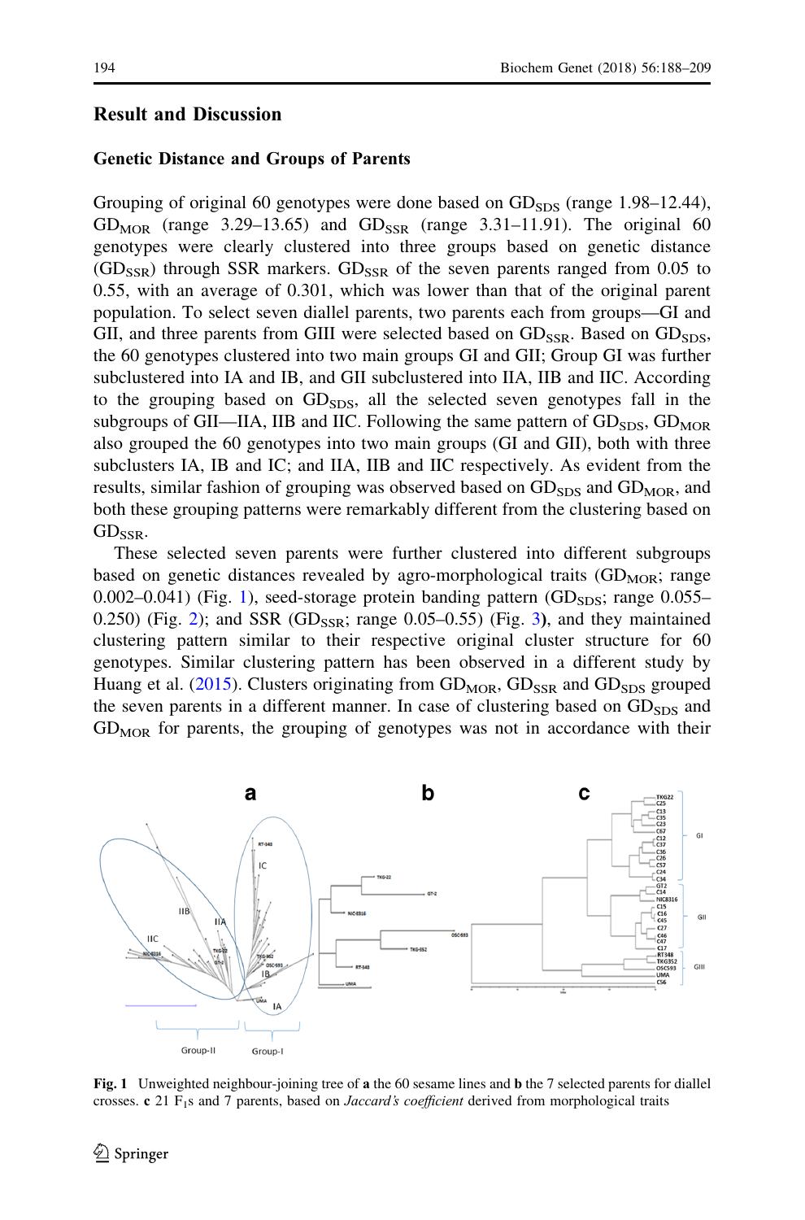## Result and Discussion

### Genetic Distance and Groups of Parents

Grouping of original 60 genotypes were done based on $GD_{SDS}$ (range 1.98–12.44), $GD_{MOR}$ (range 3.29–13.65) and $GD_{SSR}$ (range 3.31–11.91). The original 60 genotypes were clearly clustered into three groups based on genetic distance ($GD_{SSR}$) through SSR markers. $GD_{SSR}$ of the seven parents ranged from 0.05 to 0.55, with an average of 0.301, which was lower than that of the original parent population. To select seven diallel parents, two parents each from groups—GI and GII, and three parents from GIII were selected based on $GD_{SSR}$. Based on $GD_{SDS}$, the 60 genotypes clustered into two main groups GI and GII; Group GI was further subclustered into IA and IB, and GII subclustered into IIA, IIB and IIC. According to the grouping based on $GD_{SDS}$, all the selected seven genotypes fall in the subgroups of GII—IIA, IIB and IIC. Following the same pattern of $GD_{SDS}$, $GD_{MOR}$ also grouped the 60 genotypes into two main groups (GI and GII), both with three subclusters IA, IB and IC; and IIA, IIB and IIC respectively. As evident from the results, similar fashion of grouping was observed based on $GD_{SDS}$ and $GD_{MOR}$, and both these grouping patterns were remarkably different from the clustering based on $GD_{SSR}$.

These selected seven parents were further clustered into different subgroups based on genetic distances revealed by agro-morphological traits ($GD_{MOR}$; range 0.002–0.041) (Fig. 1), seed-storage protein banding pattern ($GD_{SDS}$; range 0.055–0.250) (Fig. 2); and SSR ($GD_{SSR}$; range 0.05–0.55) (Fig. 3), and they maintained clustering pattern similar to their respective original cluster structure for 60 genotypes. Similar clustering pattern has been observed in a different study by Huang et al. (2015). Clusters originating from $GD_{MOR}$, $GD_{SSR}$ and $GD_{SDS}$ grouped the seven parents in a different manner. In case of clustering based on $GD_{SDS}$ and $GD_{MOR}$ for parents, the grouping of genotypes was not in accordance with their

**Fig. 1** Unweighted neighbour-joining tree of **a** the 60 sesame lines and **b** the 7 selected parents for diallel crosses. **c** 21 $F_1$s and 7 parents, based on *Jaccard's coefficient* derived from morphological traits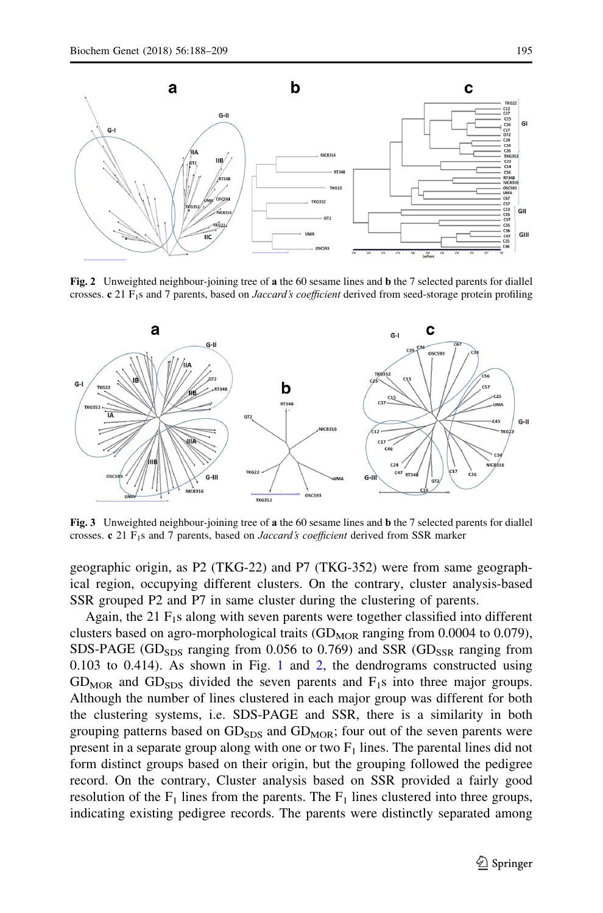**Fig. 2** Unweighted neighbour-joining tree of **a** the 60 sesame lines and **b** the 7 selected parents for diallel crosses. **c** 21 $F_1$s and 7 parents, based on *Jaccard's coefficient* derived from seed-storage protein profiling

**Fig. 3** Unweighted neighbour-joining tree of **a** the 60 sesame lines and **b** the 7 selected parents for diallel crosses. **c** 21 $F_1$s and 7 parents, based on *Jaccard's coefficient* derived from SSR marker

geographic origin, as P2 (TKG-22) and P7 (TKG-352) were from same geographical region, occupying different clusters. On the contrary, cluster analysis-based SSR grouped P2 and P7 in same cluster during the clustering of parents.

Again, the 21 $F_1$s along with seven parents were together classified into different clusters based on agro-morphological traits ($GD_{MOR}$ ranging from 0.0004 to 0.079), SDS-PAGE ($GD_{SDS}$ ranging from 0.056 to 0.769) and SSR ($GD_{SSR}$ ranging from 0.103 to 0.414). As shown in Fig. 1 and 2, the dendrograms constructed using $GD_{MOR}$ and $GD_{SDS}$ divided the seven parents and $F_1$s into three major groups. Although the number of lines clustered in each major group was different for both the clustering systems, i.e. SDS-PAGE and SSR, there is a similarity in both grouping patterns based on $GD_{SDS}$ and $GD_{MOR}$; four out of the seven parents were present in a separate group along with one or two $F_1$ lines. The parental lines did not form distinct groups based on their origin, but the grouping followed the pedigree record. On the contrary, Cluster analysis based on SSR provided a fairly good resolution of the $F_1$ lines from the parents. The $F_1$ lines clustered into three groups, indicating existing pedigree records. The parents were distinctly separated among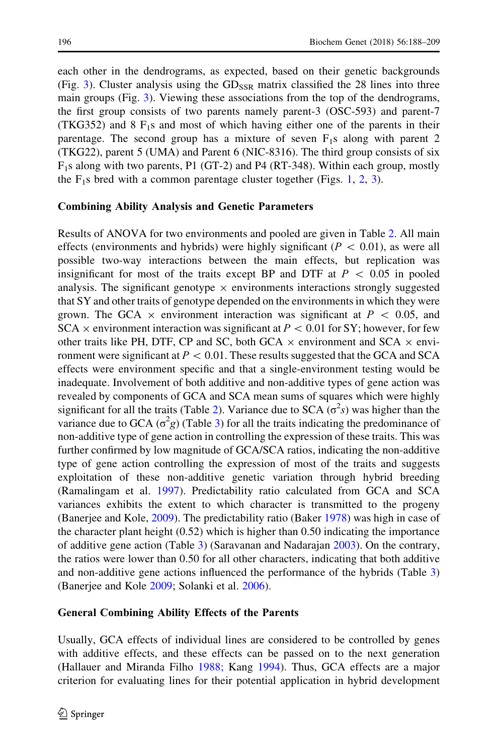each other in the dendrograms, as expected, based on their genetic backgrounds (Fig. 3). Cluster analysis using the $GD_{SSR}$ matrix classified the 28 lines into three main groups (Fig. 3). Viewing these associations from the top of the dendrograms, the first group consists of two parents namely parent-3 (OSC-593) and parent-7 (TKG352) and 8 $F_1$s and most of which having either one of the parents in their parentage. The second group has a mixture of seven $F_1$s along with parent 2 (TKG22), parent 5 (UMA) and Parent 6 (NIC-8316). The third group consists of six $F_1$s along with two parents, P1 (GT-2) and P4 (RT-348). Within each group, mostly the $F_1$s bred with a common parentage cluster together (Figs. 1, 2, 3).

### Combining Ability Analysis and Genetic Parameters

Results of ANOVA for two environments and pooled are given in Table 2. All main effects (environments and hybrids) were highly significant ($P < 0.01$), as were all possible two-way interactions between the main effects, but replication was insignificant for most of the traits except BP and DTF at $P < 0.05$ in pooled analysis. The significant genotype × environments interactions strongly suggested that SY and other traits of genotype depended on the environments in which they were grown. The GCA × environment interaction was significant at $P < 0.05$, and SCA × environment interaction was significant at $P < 0.01$ for SY; however, for few other traits like PH, DTF, CP and SC, both GCA × environment and SCA × environment were significant at $P < 0.01$. These results suggested that the GCA and SCA effects were environment specific and that a single-environment testing would be inadequate. Involvement of both additive and non-additive types of gene action was revealed by components of GCA and SCA mean sums of squares which were highly significant for all the traits (Table 2). Variance due to SCA ($\sigma^2 s$) was higher than the variance due to GCA ($\sigma^2 g$) (Table 3) for all the traits indicating the predominance of non-additive type of gene action in controlling the expression of these traits. This was further confirmed by low magnitude of GCA/SCA ratios, indicating the non-additive type of gene action controlling the expression of most of the traits and suggests exploitation of these non-additive genetic variation through hybrid breeding (Ramalingam et al. 1997). Predictability ratio calculated from GCA and SCA variances exhibits the extent to which character is transmitted to the progeny (Banerjee and Kole, 2009). The predictability ratio (Baker 1978) was high in case of the character plant height (0.52) which is higher than 0.50 indicating the importance of additive gene action (Table 3) (Saravanan and Nadarajan 2003). On the contrary, the ratios were lower than 0.50 for all other characters, indicating that both additive and non-additive gene actions influenced the performance of the hybrids (Table 3) (Banerjee and Kole 2009; Solanki et al. 2006).

### General Combining Ability Effects of the Parents

Usually, GCA effects of individual lines are considered to be controlled by genes with additive effects, and these effects can be passed on to the next generation (Hallauer and Miranda Filho 1988; Kang 1994). Thus, GCA effects are a major criterion for evaluating lines for their potential application in hybrid development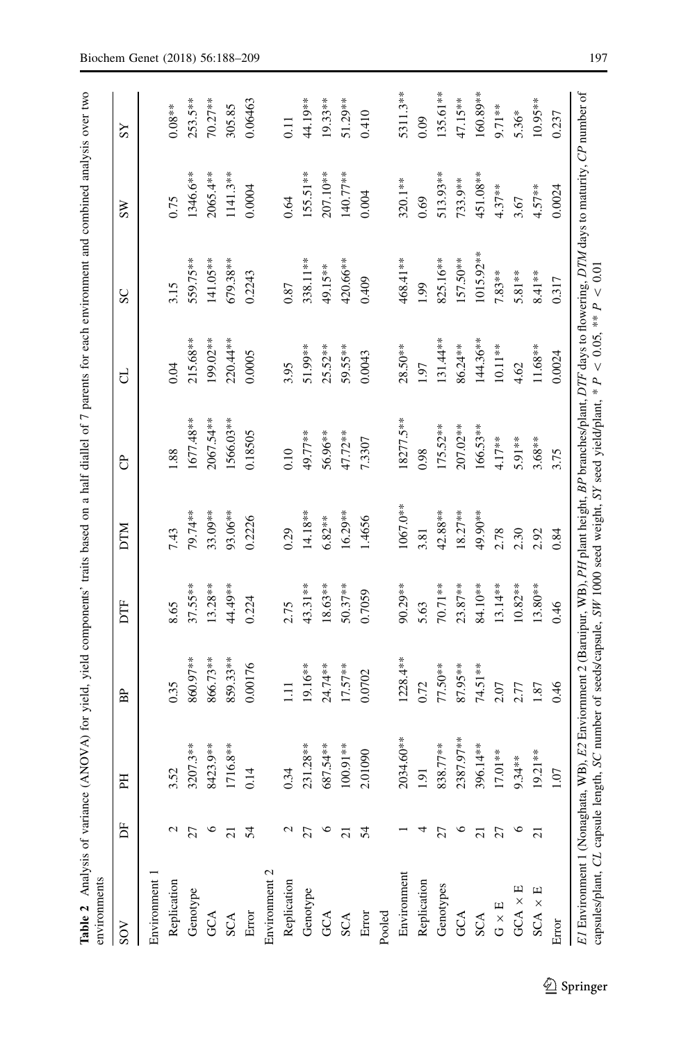**Table 2** Analysis of variance (ANOVA) for yield, yield components' traits based on a half diallel of 7 parents for each environment and combined analysis over two environments

| SOV | DF | PH | BP | DTF | DTM | CP | CL | SC | SW | SY |
|---|---|---|---|---|---|---|---|---|---|---|
| Environment 1 | | | | | | | | | | |
| Replication | 2 | 3.52 | 0.35 | 8.65 | 7.43 | 1.88 | 0.04 | 3.15 | 0.75 | 0.08** |
| Genotype | 27 | 3207.3** | 860.97** | 37.55** | 79.74** | 1677.48** | 215.68** | 559.75** | 1346.6** | 253.5** |
| GCA | 6 | 8423.9** | 866.73** | 13.28** | 33.09** | 2067.54** | 199.02** | 141.05** | 2065.4** | 70.27** |
| SCA | 21 | 1716.8** | 859.33** | 44.49** | 93.06** | 1566.03** | 220.44** | 679.38** | 1141.3** | 305.85 |
| Error | 54 | 0.14 | 0.00176 | 0.224 | 0.2226 | 0.18505 | 0.0005 | 0.2243 | 0.0004 | 0.06463 |
| Environment 2 | | | | | | | | | | |
| Replication | 2 | 0.34 | 1.11 | 2.75 | 0.29 | 0.10 | 3.95 | 0.87 | 0.64 | 0.11 |
| Genotype | 27 | 231.28** | 19.16** | 43.31** | 14.18** | 49.77** | 51.99** | 338.11** | 155.51** | 44.19** |
| GCA | 6 | 687.54** | 24.74** | 18.63** | 6.82** | 56.96** | 25.52** | 49.15** | 207.10** | 19.33** |
| SCA | 21 | 100.91** | 17.57** | 50.37** | 16.29** | 47.72** | 59.55** | 420.66** | 140.77** | 51.29** |
| Error | 54 | 2.01090 | 0.0702 | 0.7059 | 1.4656 | 7.3307 | 0.0043 | 0.409 | 0.004 | 0.410 |
| Pooled | | | | | | | | | | |
| Environment | 1 | 2034.60** | 1228.4** | 90.29** | 1067.0** | 18277.5** | 28.50** | 468.41** | 320.1** | 5311.3** |
| Replication | 4 | 1.91 | 0.72 | 5.63 | 3.81 | 0.98 | 1.97 | 1.99 | 0.69 | 0.09 |
| Genotypes | 27 | 838.77** | 77.50** | 70.71** | 42.88** | 175.52** | 131.44** | 825.16** | 513.93** | 135.61** |
| GCA | 6 | 2387.97** | 87.95** | 23.87** | 18.27** | 207.02** | 86.24** | 157.50** | 733.9** | 47.15** |
| SCA | 21 | 396.14** | 74.51** | 84.10** | 49.90** | 166.53** | 144.36** | 1015.92** | 451.08** | 160.89** |
| G × E | 27 | 17.01** | 2.07 | 13.14** | 2.78 | 4.17** | 10.11** | 7.83** | 4.37** | 9.71** |
| GCA × E | 6 | 9.34** | 2.77 | 10.82** | 2.30 | 5.91** | 4.62 | 5.81** | 3.67 | 5.36* |
| SCA × E | 21 | 19.21** | 1.87 | 13.80** | 2.92 | 3.68** | 11.68** | 8.41** | 4.57** | 10.95** |
| Error | | 1.07 | 0.46 | 0.46 | 0.84 | 3.75 | 0.0024 | 0.317 | 0.0024 | 0.237 |

*E1* Environment 1 (Nonaghata, WB), *E2* Enviornment 2 (Baruipur, WB), *PH* plant height, *BP* branches/plant, *DTF* days to flowering, *DTM* days to maturity, *CP* number of capsules/plant, *CL* capsule length, *SC* number of seeds/capsule, *SW* 1000 seed weight, *SY* seed yield/plant, * $P < 0.05$, ** $P < 0.01$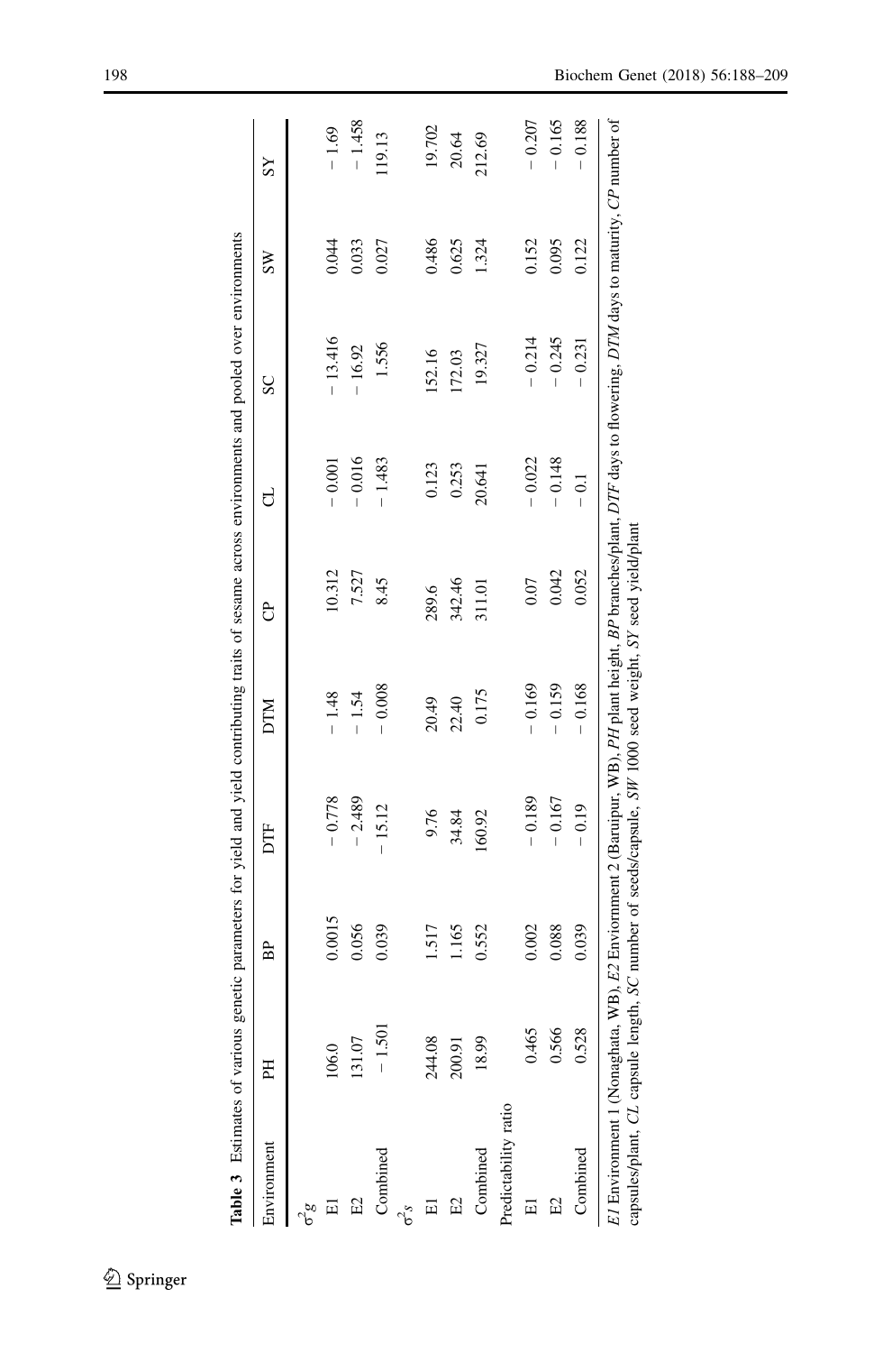**Table 3** Estimates of various genetic parameters for yield and yield contributing traits of sesame across environments and pooled over environments

| Environment | PH | BP | DTF | DTM | CP | CL | SC | SW | SY |
|---|---|---|---|---|---|---|---|---|---|
| $\sigma^2 g$ | | | | | | | | | |
| E1 | 106.0 | 0.0015 | − 0.778 | − 1.48 | 10.312 | − 0.001 | − 13.416 | 0.044 | − 1.69 |
| E2 | 131.07 | 0.056 | − 2.489 | − 1.54 | 7.527 | − 0.016 | − 16.92 | 0.033 | − 1.458 |
| Combined | − 1.501 | 0.039 | − 15.12 | − 0.008 | 8.45 | − 1.483 | 1.556 | 0.027 | 119.13 |
| $\sigma^2 s$ | | | | | | | | | |
| E1 | 244.08 | 1.517 | 9.76 | 20.49 | 289.6 | 0.123 | 152.16 | 0.486 | 19.702 |
| E2 | 200.91 | 1.165 | 34.84 | 22.40 | 342.46 | 0.253 | 172.03 | 0.625 | 20.64 |
| Combined | 18.99 | 0.552 | 160.92 | 0.175 | 311.01 | 20.641 | 19.327 | 1.324 | 212.69 |
| Predictability ratio | | | | | | | | | |
| E1 | 0.465 | 0.002 | − 0.189 | − 0.169 | 0.07 | − 0.022 | − 0.214 | 0.152 | − 0.207 |
| E2 | 0.566 | 0.088 | − 0.167 | − 0.159 | 0.042 | − 0.148 | − 0.245 | 0.095 | − 0.165 |
| Combined | 0.528 | 0.039 | − 0.19 | − 0.168 | 0.052 | − 0.1 | − 0.231 | 0.122 | − 0.188 |

*E1* Environment 1 (Nonaghata, WB), *E2* Enviornment 2 (Baruipur, WB), *PH* plant height, *BP* branches/plant, *DTF* days to flowering, *DTM* days to maturity, *CP* number of capsules/plant, *CL* capsule length, *SC* number of seeds/capsule, *SW* 1000 seed weight, *SY* seed yield/plant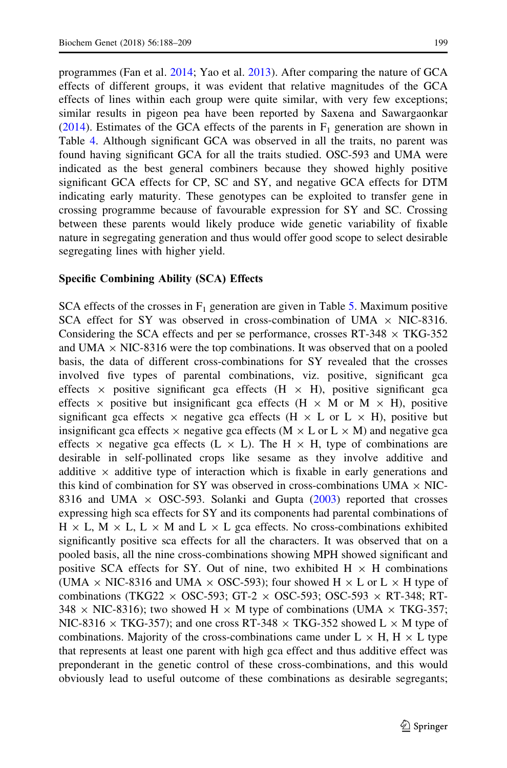programmes (Fan et al. 2014; Yao et al. 2013). After comparing the nature of GCA effects of different groups, it was evident that relative magnitudes of the GCA effects of lines within each group were quite similar, with very few exceptions; similar results in pigeon pea have been reported by Saxena and Sawargaonkar (2014). Estimates of the GCA effects of the parents in $F_1$ generation are shown in Table 4. Although significant GCA was observed in all the traits, no parent was found having significant GCA for all the traits studied. OSC-593 and UMA were indicated as the best general combiners because they showed highly positive significant GCA effects for CP, SC and SY, and negative GCA effects for DTM indicating early maturity. These genotypes can be exploited to transfer gene in crossing programme because of favourable expression for SY and SC. Crossing between these parents would likely produce wide genetic variability of fixable nature in segregating generation and thus would offer good scope to select desirable segregating lines with higher yield.

**Specific Combining Ability (SCA) Effects**

SCA effects of the crosses in $F_1$ generation are given in Table 5. Maximum positive SCA effect for SY was observed in cross-combination of UMA × NIC-8316. Considering the SCA effects and per se performance, crosses RT-348 × TKG-352 and UMA × NIC-8316 were the top combinations. It was observed that on a pooled basis, the data of different cross-combinations for SY revealed that the crosses involved five types of parental combinations, viz. positive, significant gca effects × positive significant gca effects (H × H), positive significant gca effects × positive but insignificant gca effects (H × M or M × H), positive significant gca effects × negative gca effects (H × L or L × H), positive but insignificant gca effects × negative gca effects (M × L or L × M) and negative gca effects × negative gca effects (L × L). The H × H, type of combinations are desirable in self-pollinated crops like sesame as they involve additive and additive × additive type of interaction which is fixable in early generations and this kind of combination for SY was observed in cross-combinations UMA × NIC-8316 and UMA × OSC-593. Solanki and Gupta (2003) reported that crosses expressing high sca effects for SY and its components had parental combinations of H × L, M × L, L × M and L × L gca effects. No cross-combinations exhibited significantly positive sca effects for all the characters. It was observed that on a pooled basis, all the nine cross-combinations showing MPH showed significant and positive SCA effects for SY. Out of nine, two exhibited H × H combinations (UMA × NIC-8316 and UMA × OSC-593); four showed H × L or L × H type of combinations (TKG22 × OSC-593; GT-2 × OSC-593; OSC-593 × RT-348; RT-348 × NIC-8316); two showed H × M type of combinations (UMA × TKG-357; NIC-8316 × TKG-357); and one cross RT-348 × TKG-352 showed L × M type of combinations. Majority of the cross-combinations came under L × H, H × L type that represents at least one parent with high gca effect and thus additive effect was preponderant in the genetic control of these cross-combinations, and this would obviously lead to useful outcome of these combinations as desirable segregants;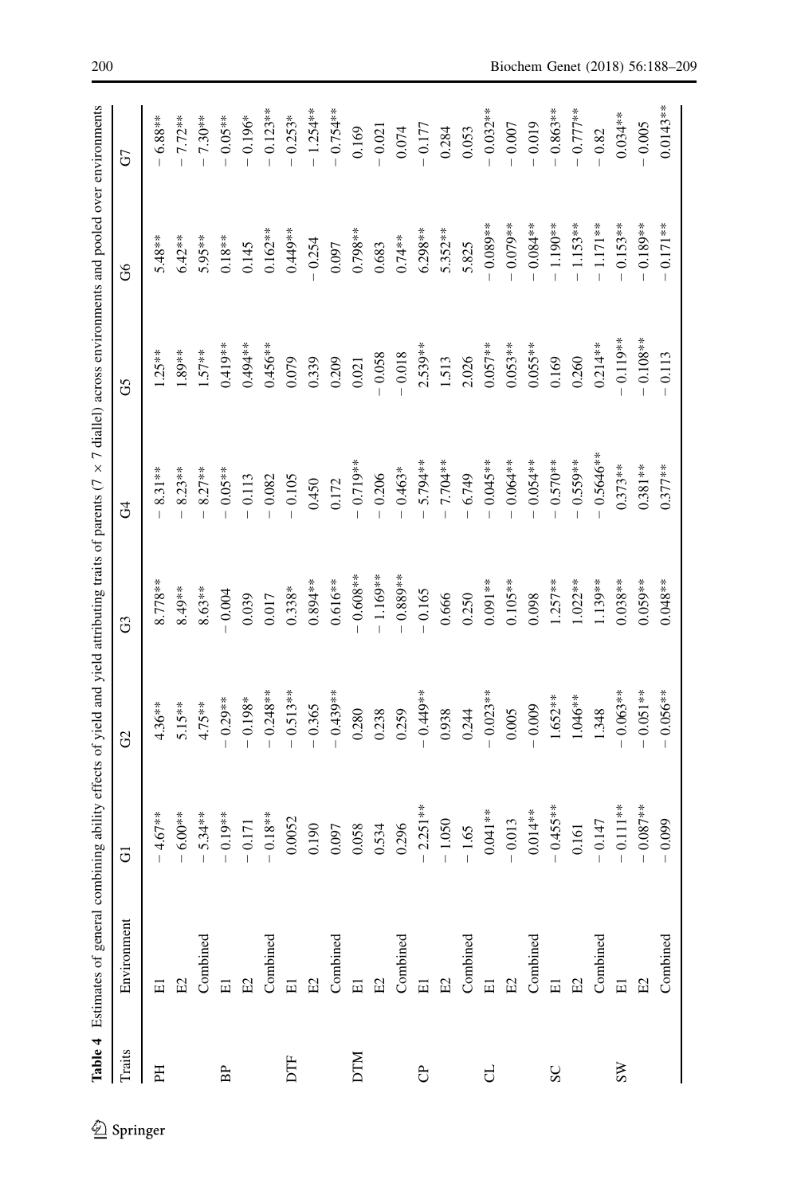**Table 4** Estimates of general combining ability effects of yield and yield attributing traits of parents (7 × 7 diallel) across environments and pooled over environments

| Traits | Environment | G1 | G2 | G3 | G4 | G5 | G6 | G7 |
|---|---|---|---|---|---|---|---|---|
| PH | E1 | − 4.67** | 4.36** | 8.778** | − 8.31** | 1.25** | 5.48** | − 6.88** |
| | E2 | − 6.00** | 5.15** | 8.49** | − 8.23** | 1.89** | 6.42** | − 7.72** |
| | Combined | − 5.34** | 4.75** | 8.63** | − 8.27** | 1.57** | 5.95** | − 7.30** |
| BP | E1 | − 0.19** | − 0.29** | − 0.004 | − 0.05** | 0.419** | 0.18** | − 0.05** |
| | E2 | − 0.171 | − 0.198* | 0.039 | − 0.113 | 0.494** | 0.145 | − 0.196* |
| | Combined | − 0.18** | − 0.248** | 0.017 | − 0.082 | 0.456** | 0.162** | − 0.123** |
| DTF | E1 | 0.0052 | − 0.513** | 0.338* | − 0.105 | 0.079 | 0.449** | − 0.253* |
| | E2 | 0.190 | − 0.365 | 0.894** | 0.450 | 0.339 | − 0.254 | − 1.254** |
| | Combined | 0.097 | − 0.439** | 0.616** | 0.172 | 0.209 | 0.097 | − 0.754** |
| DTM | E1 | 0.058 | 0.280 | − 0.608** | − 0.719** | 0.021 | 0.798** | 0.169 |
| | E2 | 0.534 | 0.238 | − 1.169** | − 0.206 | − 0.058 | 0.683 | − 0.021 |
| | Combined | 0.296 | 0.259 | − 0.889** | − 0.463* | − 0.018 | 0.74** | 0.074 |
| CP | E1 | − 2.251** | − 0.449** | − 0.165 | − 5.794** | 2.539** | 6.298** | − 0.177 |
| | E2 | − 1.050 | 0.938 | 0.666 | − 7.704** | 1.513 | 5.352** | 0.284 |
| | Combined | − 1.65 | 0.244 | 0.250 | − 6.749 | 2.026 | 5.825 | 0.053 |
| CL | E1 | 0.041** | − 0.023** | 0.091** | − 0.045** | 0.057** | − 0.089** | − 0.032** |
| | E2 | − 0.013 | 0.005 | 0.105** | − 0.064** | 0.053** | − 0.079** | − 0.007 |
| | Combined | 0.014** | − 0.009 | 0.098 | − 0.054** | 0.055** | − 0.084** | − 0.019 |
| SC | E1 | − 0.455** | 1.652** | 1.257** | − 0.570** | 0.169 | − 1.190** | − 0.863** |
| | E2 | 0.161 | 1.046** | 1.022** | − 0.559** | 0.260 | − 1.153** | − 0.777** |
| | Combined | − 0.147 | 1.348 | 1.139** | − 0.5646** | 0.214** | − 1.171** | − 0.82 |
| SW | E1 | − 0.111** | − 0.063** | 0.038** | 0.373** | − 0.119** | − 0.153** | 0.034** |
| | E2 | − 0.087** | − 0.051** | 0.059** | 0.381** | − 0.108** | − 0.189** | − 0.005 |
| | Combined | − 0.099 | − 0.056** | 0.048** | 0.377** | − 0.113 | − 0.171** | 0.0143** |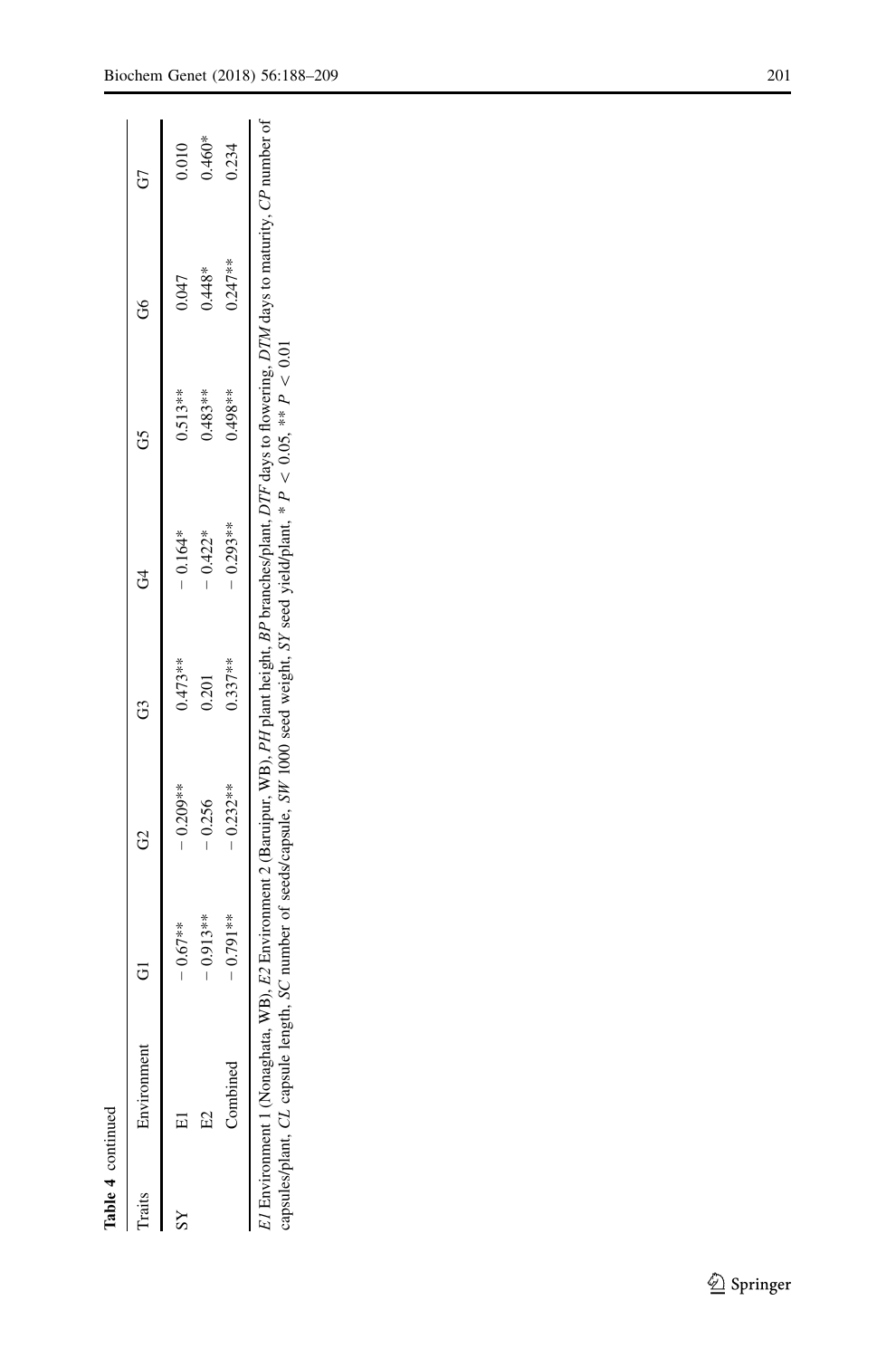**Table 4** continued

| Traits | Environment | G1 | G2 | G3 | G4 | G5 | G6 | G7 |
|---|---|---|---|---|---|---|---|---|
| SY | E1 | − 0.67** | − 0.209** | 0.473** | − 0.164* | 0.513** | 0.047 | 0.010 |
| | E2 | − 0.913** | − 0.256 | 0.201 | − 0.422* | 0.483** | 0.448* | 0.460* |
| | Combined | − 0.791** | − 0.232** | 0.337** | − 0.293** | 0.498** | 0.247** | 0.234 |

*E1* Environment 1 (Nonaghata, WB), *E2* Environment 2 (Baruipur, WB), *PH* plant height, *BP* branches/plant, *DTF* days to flowering, *DTM* days to maturity, *CP* number of capsules/plant, *CL* capsule length, *SC* number of seeds/capsule, *SW* 1000 seed weight, *SY* seed yield/plant, * $P < 0.05$, ** $P < 0.01$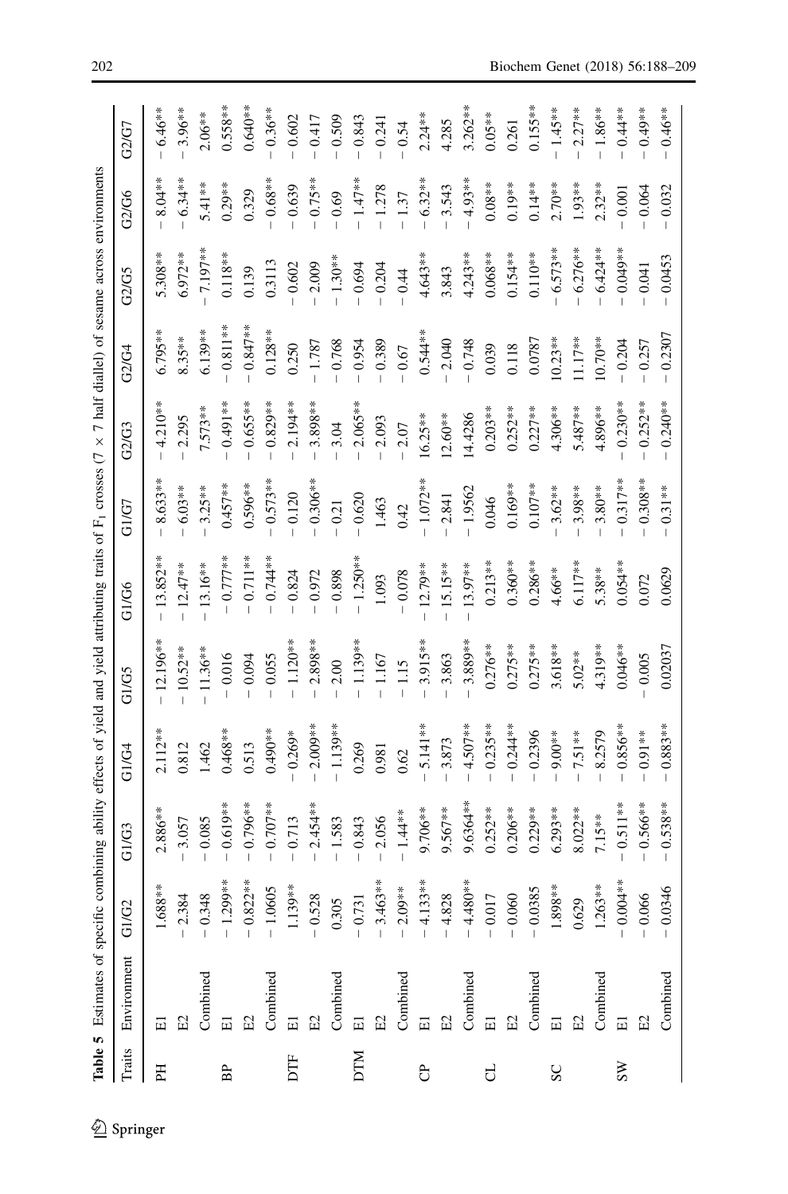**Table 5** Estimates of specific combining ability effects of yield and yield attributing traits of $F_1$ crosses (7 × 7 half diallel) of sesame across environments

| Traits | Environment | G1/G2 | G1/G3 | G1/G4 | G1/G5 | G1/G6 | G1/G7 | G2/G3 | G2/G4 | G2/G5 | G2/G6 | G2/G7 |
|---|---|---|---|---|---|---|---|---|---|---|---|---|
| PH | E1 | 1.688** | 2.886** | 2.112** | − 12.196** | − 13.852** | − 8.633** | − 4.210** | 6.795** | 5.308** | − 8.04** | − 6.46** |
| | E2 | − 2.384 | − 3.057 | 0.812 | − 10.52** | − 12.47** | − 6.03** | − 2.295 | 8.35** | 6.972** | − 6.34** | − 3.96** |
| | Combined | − 0.348 | − 0.085 | 1.462 | − 11.36** | − 13.16** | − 3.25** | 7.573** | 6.139** | − 7.197** | 5.41** | 2.06** |
| BP | E1 | − 1.299** | − 0.619** | 0.468** | − 0.016 | − 0.777** | 0.457** | − 0.491** | − 0.811** | 0.118** | 0.29** | 0.558** |
| | E2 | − 0.822** | − 0.796** | 0.513 | − 0.094 | − 0.711** | 0.596** | − 0.655** | − 0.847** | 0.139 | 0.329 | 0.640** |
| | Combined | − 1.0605 | − 0.707** | 0.490** | − 0.055 | − 0.744** | − 0.573** | − 0.829** | 0.128** | 0.3113 | − 0.68** | − 0.36** |
| DTF | E1 | 1.139** | − 0.713 | − 0.269* | − 1.120** | − 0.824 | − 0.120 | − 2.194** | 0.250 | − 0.602 | − 0.639 | − 0.602 |
| | E2 | − 0.528 | − 2.454** | − 2.009** | − 2.898** | − 0.972 | − 0.306** | − 3.898** | − 1.787 | − 2.009 | − 0.75** | − 0.417 |
| | Combined | 0.305 | − 1.583 | − 1.139** | − 2.00 | − 0.898 | − 0.21 | − 3.04 | − 0.768 | − 1.30** | − 0.69 | − 0.509 |
| DTM | E1 | − 0.731 | − 0.843 | 0.269 | − 1.139** | − 1.250** | − 0.620 | − 2.065** | − 0.954 | − 0.694 | − 1.47** | − 0.843 |
| | E2 | − 3.463** | − 2.056 | 0.981 | − 1.167 | 1.093 | 1.463 | − 2.093 | − 0.389 | − 0.204 | − 1.278 | − 0.241 |
| | Combined | − 2.09** | − 1.44** | 0.62 | − 1.15 | − 0.078 | 0.42 | − 2.07 | − 0.67 | − 0.44 | − 1.37 | − 0.54 |
| CP | E1 | − 4.133** | 9.706** | − 5.141** | − 3.915** | − 12.79** | − 1.072** | 16.25** | 0.544** | 4.643** | − 6.32** | 2.24** |
| | E2 | − 4.828 | 9.567** | − 3.873 | − 3.863 | − 15.15** | − 2.841 | 12.60** | − 2.040 | 3.843 | − 3.543 | 4.285 |
| | Combined | − 4.480** | 9.6364** | − 4.507** | − 3.889** | − 13.97** | − 1.9562 | 14.4286 | − 0.748 | 4.243** | − 4.93** | 3.262** |
| CL | E1 | − 0.017 | 0.252** | − 0.235** | 0.276** | 0.213** | 0.046 | 0.203** | 0.039 | 0.068** | 0.08** | 0.05** |
| | E2 | − 0.060 | 0.206** | − 0.244** | 0.275** | 0.360** | 0.169** | 0.252** | 0.118 | 0.154** | 0.19** | 0.261 |
| | Combined | − 0.0385 | 0.229** | − 0.2396 | 0.275** | 0.286** | 0.107** | 0.227** | 0.0787 | 0.110** | 0.14** | 0.155** |
| SC | E1 | 1.898** | 6.293** | − 9.00** | 3.618** | 4.66** | − 3.62** | 4.306** | 10.23** | − 6.573** | 2.70** | − 1.45** |
| | E2 | 0.629 | 8.022** | − 7.51** | 5.02** | 6.117** | − 3.98** | 5.487** | 11.17** | − 6.276** | 1.93** | − 2.27** |
| | Combined | 1.263** | 7.15** | − 8.2579 | 4.319** | 5.38** | − 3.80** | 4.896** | 10.70** | − 6.424** | 2.32** | − 1.86** |
| SW | E1 | − 0.004** | − 0.511** | − 0.856** | 0.046** | 0.054** | − 0.317** | − 0.230** | − 0.204 | − 0.049** | − 0.001 | − 0.44** |
| | E2 | − 0.066 | − 0.566** | − 0.91** | − 0.005 | 0.072 | − 0.308** | − 0.252** | − 0.257 | − 0.041 | − 0.064 | − 0.49** |
| | Combined | − 0.0346 | − 0.538** | − 0.883** | 0.02037 | 0.0629 | − 0.31** | − 0.240** | − 0.2307 | − 0.0453 | − 0.032 | − 0.46** |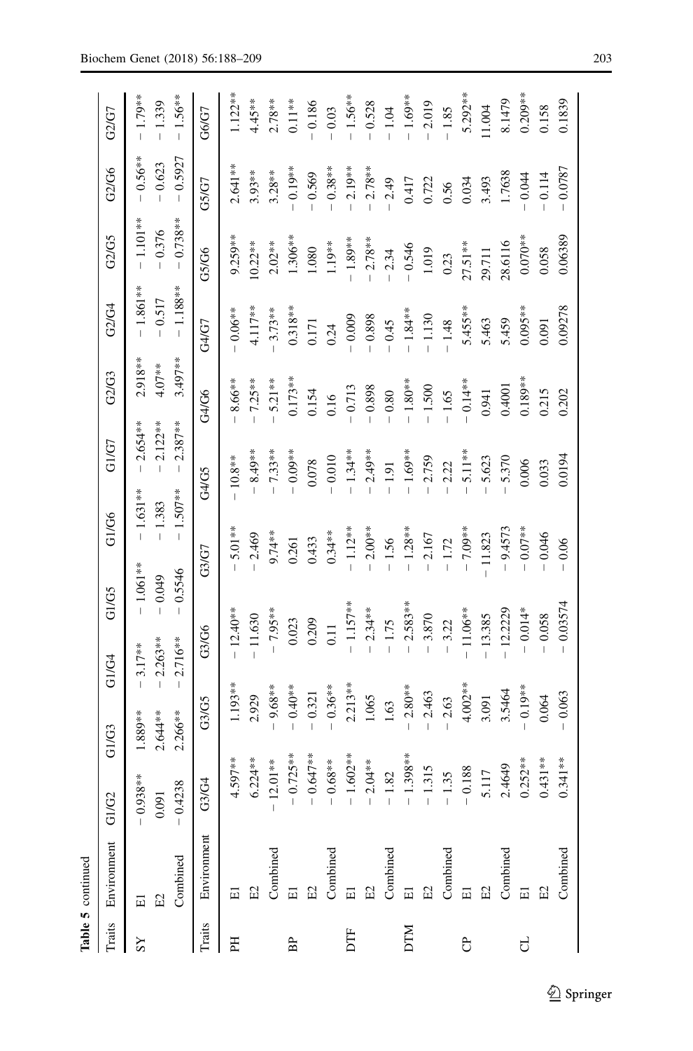**Table 5** continued

| Traits | Environment | G1/G2 | G1/G3 | G1/G4 | G1/G5 | G1/G6 | G1/G7 | G2/G3 | G2/G4 | G2/G5 | G2/G6 | G2/G7 |
|---|---|---|---|---|---|---|---|---|---|---|---|---|
| SY | E1 | − 0.938** | 1.889** | − 3.17** | − 1.061** | − 1.631** | − 2.654** | 2.918** | − 1.861** | − 1.101** | − 0.56** | − 1.79** |
| | E2 | 0.091 | 2.644** | − 2.263** | − 0.049 | − 1.383 | − 2.122** | 4.07** | − 0.517 | − 0.376 | − 0.623 | − 1.339 |
| | Combined | − 0.4238 | 2.266** | − 2.716** | − 0.5546 | − 1.507** | − 2.387** | 3.497** | − 1.188** | − 0.738** | − 0.5927 | − 1.56** |
| **Traits** | **Environment** | **G3/G4** | **G3/G5** | **G3/G6** | **G3/G7** | **G4/G5** | **G4/G6** | **G4/G7** | **G5/G6** | **G5/G7** | **G6/G7** | |
| PH | E1 | 4.597** | 1.193** | − 12.40** | − 5.01** | − 10.8** | − 8.66** | − 0.06** | 9.259** | 2.641** | 1.122** | |
| | E2 | 6.224** | 2.929 | − 11.630 | − 2.469 | − 8.49** | − 7.25** | 4.117** | 10.22** | 3.93** | 4.45** | |
| | Combined | − 12.01** | − 9.68** | − 7.95** | 9.74** | − 7.33** | − 5.21** | − 3.73** | 2.02** | 3.28** | 2.78** | |
| BP | E1 | − 0.725** | − 0.40** | 0.023 | 0.261 | − 0.09** | 0.173** | 0.318** | 1.306** | − 0.19** | 0.11** | |
| | E2 | − 0.647** | − 0.321 | 0.209 | 0.433 | 0.078 | 0.154 | 0.171 | 1.080 | − 0.569 | − 0.186 | |
| | Combined | − 0.68** | − 0.36** | 0.11 | 0.34** | − 0.010 | 0.16 | 0.24 | 1.19** | − 0.38** | − 0.03 | |
| DTF | E1 | − 1.602** | 2.213** | − 1.157** | − 1.12** | − 1.34** | − 0.713 | − 0.009 | − 1.89** | − 2.19** | − 1.56** | |
| | E2 | − 2.04** | 1.065 | − 2.34** | − 2.00** | − 2.49** | − 0.898 | − 0.898 | − 2.78** | − 2.78** | − 0.528 | |
| | Combined | − 1.82 | 1.63 | − 1.75 | − 1.56 | − 1.91 | − 0.80 | − 0.45 | − 2.34 | − 2.49 | − 1.04 | |
| DTM | E1 | − 1.398** | − 2.80** | − 2.583** | − 1.28** | − 1.69** | − 1.80** | − 1.84** | − 0.546 | 0.417 | − 1.69** | |
| | E2 | − 1.315 | − 2.463 | − 3.870 | − 2.167 | − 2.759 | − 1.500 | − 1.130 | 1.019 | 0.722 | − 2.019 | |
| | Combined | − 1.35 | − 2.63 | − 3.22 | − 1.72 | − 2.22 | − 1.65 | − 1.48 | 0.23 | 0.56 | − 1.85 | |
| CP | E1 | − 0.188 | 4.002** | − 11.06** | − 7.09** | − 5.11** | − 0.14** | 5.455** | 27.51** | 0.034 | 5.292** | |
| | E2 | 5.117 | 3.091 | − 13.385 | − 11.823 | − 5.623 | 0.941 | 5.463 | 29.711 | 3.493 | 11.004 | |
| | Combined | 2.4649 | 3.5464 | − 12.2229 | − 9.4573 | − 5.370 | 0.4001 | 5.459 | 28.6116 | 1.7638 | 8.1479 | |
| CL | E1 | 0.252** | − 0.19** | − 0.014* | − 0.07** | 0.006 | 0.189** | 0.095** | 0.070** | − 0.044 | 0.209** | |
| | E2 | 0.431** | 0.064 | − 0.058 | − 0.046 | 0.033 | 0.215 | 0.091 | 0.058 | − 0.114 | 0.158 | |
| | Combined | 0.341** | − 0.063 | − 0.03574 | − 0.06 | 0.0194 | 0.202 | 0.09278 | 0.06389 | − 0.0787 | 0.1839 | |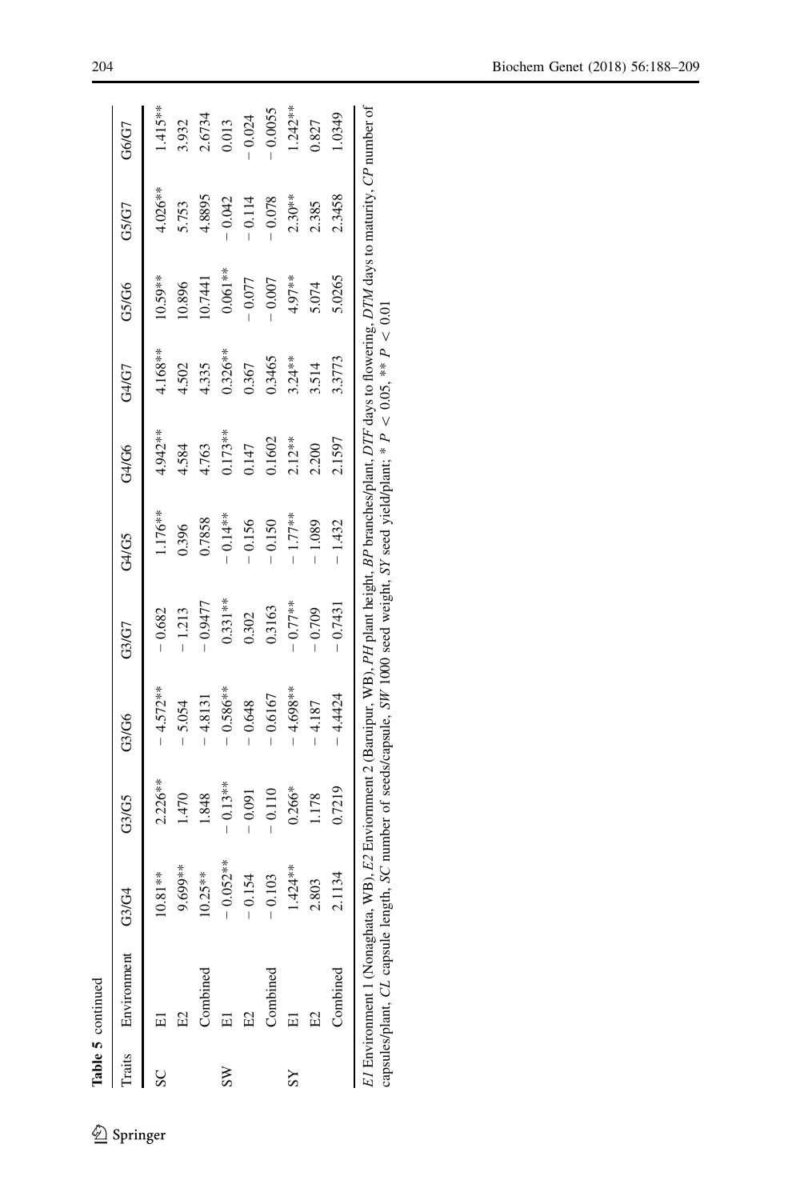**Table 5** continued

| Traits | Environment | G3/G4 | G3/G5 | G3/G6 | G3/G7 | G4/G5 | G4/G6 | G4/G7 | G5/G6 | G5/G7 | G6/G7 |
|---|---|---|---|---|---|---|---|---|---|---|---|
| SC | E1 | 10.81** | 2.226** | − 4.572** | − 0.682 | 1.176** | 4.942** | 4.168** | 10.59** | 4.026** | 1.415** |
| | E2 | 9.699** | 1.470 | − 5.054 | − 1.213 | 0.396 | 4.584 | 4.502 | 10.896 | 5.753 | 3.932 |
| | Combined | 10.25** | 1.848 | − 4.8131 | − 0.9477 | 0.7858 | 4.763 | 4.335 | 10.7441 | 4.8895 | 2.6734 |
| SW | E1 | − 0.052** | − 0.13** | − 0.586** | 0.331** | − 0.14** | 0.173** | 0.326** | 0.061** | − 0.042 | 0.013 |
| | E2 | − 0.154 | − 0.091 | − 0.648 | 0.302 | − 0.156 | 0.147 | 0.367 | − 0.077 | − 0.114 | − 0.024 |
| | Combined | − 0.103 | − 0.110 | − 0.6167 | 0.3163 | − 0.150 | 0.1602 | 0.3465 | − 0.007 | − 0.078 | − 0.0055 |
| SY | E1 | 1.424** | 0.266* | − 4.698** | − 0.77** | − 1.77** | 2.12** | 3.24** | 4.97** | 2.30** | 1.242** |
| | E2 | 2.803 | 1.178 | − 4.187 | − 0.709 | − 1.089 | 2.200 | 3.514 | 5.074 | 2.385 | 0.827 |
| | Combined | 2.1134 | 0.7219 | − 4.4424 | − 0.7431 | − 1.432 | 2.1597 | 3.3773 | 5.0265 | 2.3458 | 1.0349 |

*E1* Environment 1 (Nonaghata, WB), *E2* Enviornment 2 (Baruipur, WB), *PH* plant height, *BP* branches/plant, *DTF* days to flowering, *DTM* days to maturity, *CP* number of capsules/plant, *CL* capsule length, *SC* number of seeds/capsule, *SW* 1000 seed weight, *SY* seed yield/plant; * $P < 0.05$, ** $P < 0.01$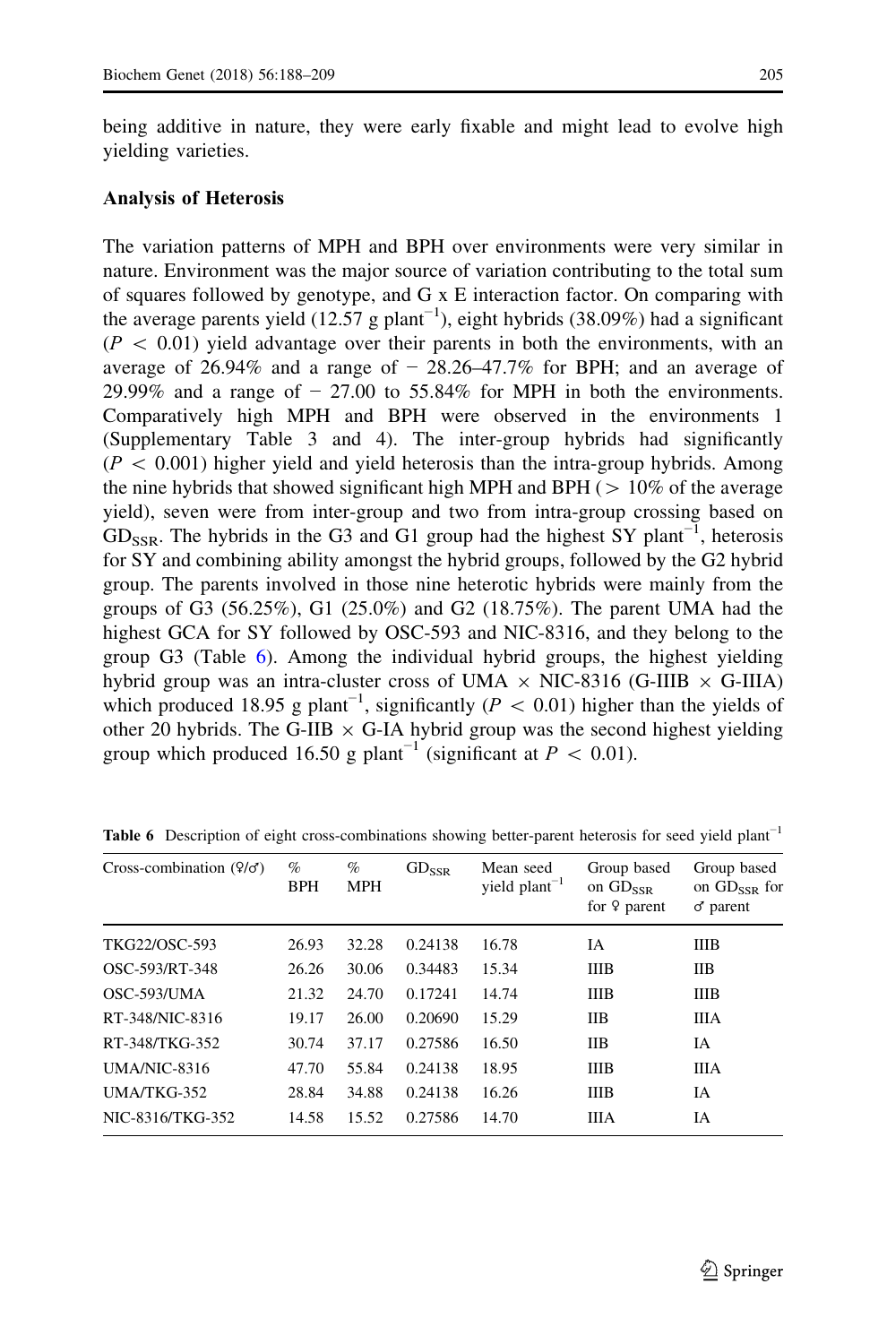being additive in nature, they were early fixable and might lead to evolve high yielding varieties.

### Analysis of Heterosis

The variation patterns of MPH and BPH over environments were very similar in nature. Environment was the major source of variation contributing to the total sum of squares followed by genotype, and G x E interaction factor. On comparing with the average parents yield (12.57 g plant$^{-1}$), eight hybrids (38.09%) had a significant ($P < 0.01$) yield advantage over their parents in both the environments, with an average of 26.94% and a range of − 28.26–47.7% for BPH; and an average of 29.99% and a range of − 27.00 to 55.84% for MPH in both the environments. Comparatively high MPH and BPH were observed in the environments 1 (Supplementary Table 3 and 4). The inter-group hybrids had significantly ($P < 0.001$) higher yield and yield heterosis than the intra-group hybrids. Among the nine hybrids that showed significant high MPH and BPH (> 10% of the average yield), seven were from inter-group and two from intra-group crossing based on $GD_{SSR}$. The hybrids in the G3 and G1 group had the highest SY plant$^{-1}$, heterosis for SY and combining ability amongst the hybrid groups, followed by the G2 hybrid group. The parents involved in those nine heterotic hybrids were mainly from the groups of G3 (56.25%), G1 (25.0%) and G2 (18.75%). The parent UMA had the highest GCA for SY followed by OSC-593 and NIC-8316, and they belong to the group G3 (Table 6). Among the individual hybrid groups, the highest yielding hybrid group was an intra-cluster cross of UMA × NIC-8316 (G-IIIB × G-IIIA) which produced 18.95 g plant$^{-1}$, significantly ($P < 0.01$) higher than the yields of other 20 hybrids. The G-IIB × G-IA hybrid group was the second highest yielding group which produced 16.50 g plant$^{-1}$ (significant at $P < 0.01$).

**Table 6** Description of eight cross-combinations showing better-parent heterosis for seed yield plant$^{-1}$

| Cross-combination (♀/♂) | % BPH | % MPH | $GD_{SSR}$ | Mean seed yield plant$^{-1}$ | Group based on $GD_{SSR}$ for ♀ parent | Group based on $GD_{SSR}$ for ♂ parent |
|---|---|---|---|---|---|---|
| TKG22/OSC-593 | 26.93 | 32.28 | 0.24138 | 16.78 | IA | IIIB |
| OSC-593/RT-348 | 26.26 | 30.06 | 0.34483 | 15.34 | IIIB | IIB |
| OSC-593/UMA | 21.32 | 24.70 | 0.17241 | 14.74 | IIIB | IIIB |
| RT-348/NIC-8316 | 19.17 | 26.00 | 0.20690 | 15.29 | IIB | IIIA |
| RT-348/TKG-352 | 30.74 | 37.17 | 0.27586 | 16.50 | IIB | IA |
| UMA/NIC-8316 | 47.70 | 55.84 | 0.24138 | 18.95 | IIIB | IIIA |
| UMA/TKG-352 | 28.84 | 34.88 | 0.24138 | 16.26 | IIIB | IA |
| NIC-8316/TKG-352 | 14.58 | 15.52 | 0.27586 | 14.70 | IIIA | IA |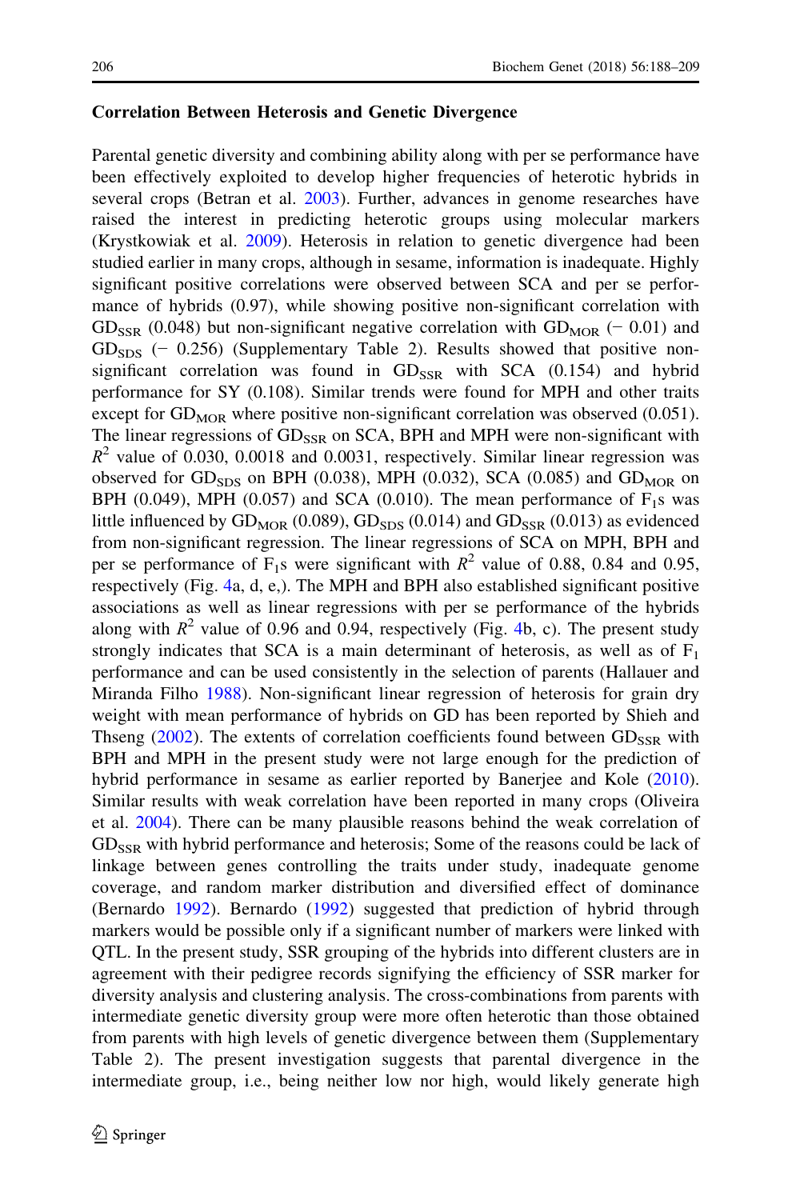### Correlation Between Heterosis and Genetic Divergence

Parental genetic diversity and combining ability along with per se performance have been effectively exploited to develop higher frequencies of heterotic hybrids in several crops (Betran et al. 2003). Further, advances in genome researches have raised the interest in predicting heterotic groups using molecular markers (Krystkowiak et al. 2009). Heterosis in relation to genetic divergence had been studied earlier in many crops, although in sesame, information is inadequate. Highly significant positive correlations were observed between SCA and per se performance of hybrids (0.97), while showing positive non-significant correlation with $GD_{SSR}$ (0.048) but non-significant negative correlation with $GD_{MOR}$ (− 0.01) and $GD_{SDS}$ (− 0.256) (Supplementary Table 2). Results showed that positive non-significant correlation was found in $GD_{SSR}$ with SCA (0.154) and hybrid performance for SY (0.108). Similar trends were found for MPH and other traits except for $GD_{MOR}$ where positive non-significant correlation was observed (0.051). The linear regressions of $GD_{SSR}$ on SCA, BPH and MPH were non-significant with $R^2$ value of 0.030, 0.0018 and 0.0031, respectively. Similar linear regression was observed for $GD_{SDS}$ on BPH (0.038), MPH (0.032), SCA (0.085) and $GD_{MOR}$ on BPH (0.049), MPH (0.057) and SCA (0.010). The mean performance of $F_1$s was little influenced by $GD_{MOR}$ (0.089), $GD_{SDS}$ (0.014) and $GD_{SSR}$ (0.013) as evidenced from non-significant regression. The linear regressions of SCA on MPH, BPH and per se performance of $F_1$s were significant with $R^2$ value of 0.88, 0.84 and 0.95, respectively (Fig. 4a, d, e,). The MPH and BPH also established significant positive associations as well as linear regressions with per se performance of the hybrids along with $R^2$ value of 0.96 and 0.94, respectively (Fig. 4b, c). The present study strongly indicates that SCA is a main determinant of heterosis, as well as of $F_1$ performance and can be used consistently in the selection of parents (Hallauer and Miranda Filho 1988). Non-significant linear regression of heterosis for grain dry weight with mean performance of hybrids on GD has been reported by Shieh and Thseng (2002). The extents of correlation coefficients found between $GD_{SSR}$ with BPH and MPH in the present study were not large enough for the prediction of hybrid performance in sesame as earlier reported by Banerjee and Kole (2010). Similar results with weak correlation have been reported in many crops (Oliveira et al. 2004). There can be many plausible reasons behind the weak correlation of $GD_{SSR}$ with hybrid performance and heterosis; Some of the reasons could be lack of linkage between genes controlling the traits under study, inadequate genome coverage, and random marker distribution and diversified effect of dominance (Bernardo 1992). Bernardo (1992) suggested that prediction of hybrid through markers would be possible only if a significant number of markers were linked with QTL. In the present study, SSR grouping of the hybrids into different clusters are in agreement with their pedigree records signifying the efficiency of SSR marker for diversity analysis and clustering analysis. The cross-combinations from parents with intermediate genetic diversity group were more often heterotic than those obtained from parents with high levels of genetic divergence between them (Supplementary Table 2). The present investigation suggests that parental divergence in the intermediate group, i.e., being neither low nor high, would likely generate high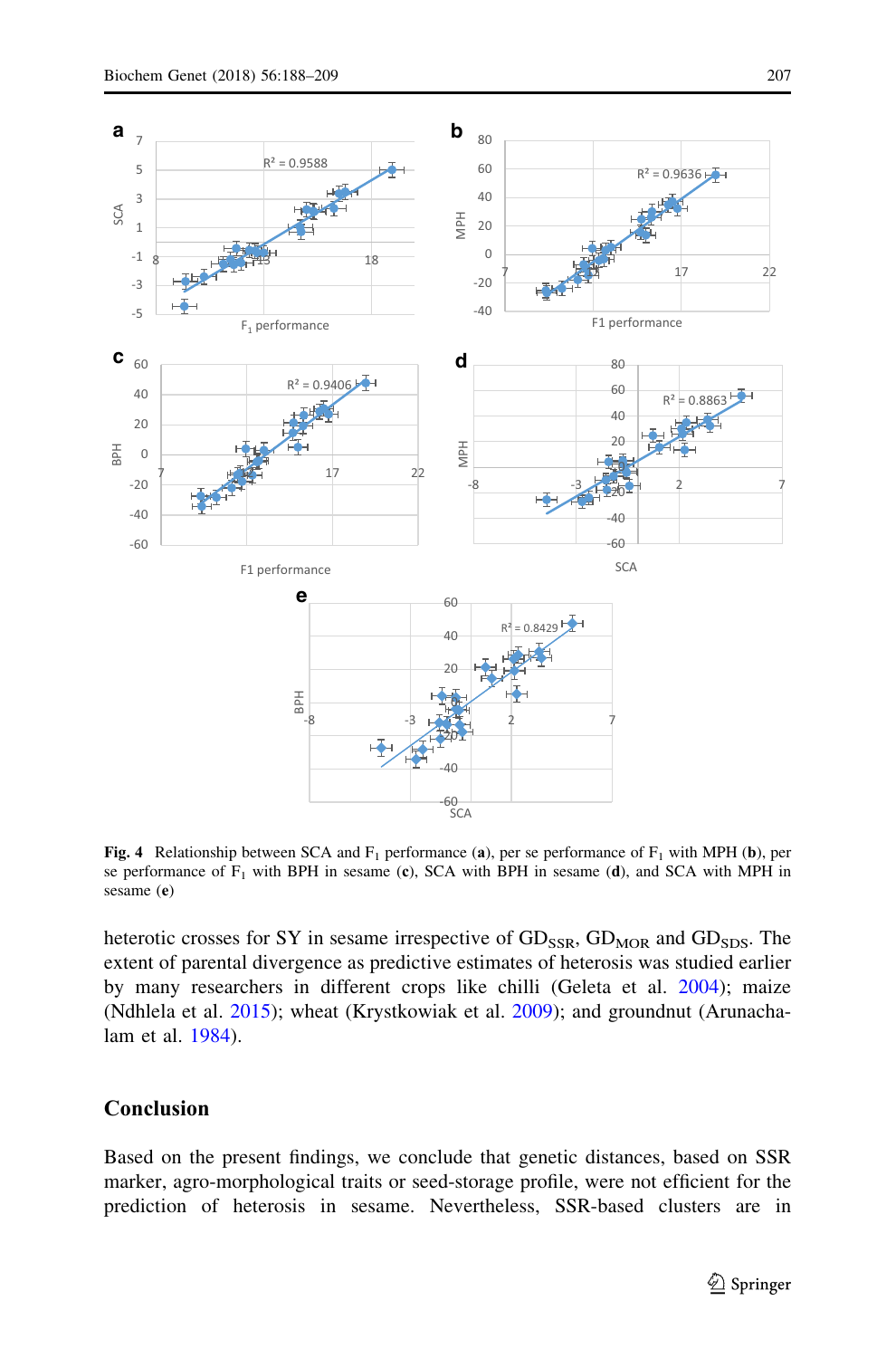Fig. 4 Relationship between SCA and $F_1$ performance (**a**), per se performance of $F_1$ with MPH (**b**), per se performance of $F_1$ with BPH in sesame (**c**), SCA with BPH in sesame (**d**), and SCA with MPH in sesame (**e**)

heterotic crosses for SY in sesame irrespective of $GD_{SSR}$, $GD_{MOR}$ and $GD_{SDS}$. The extent of parental divergence as predictive estimates of heterosis was studied earlier by many researchers in different crops like chilli (Geleta et al. 2004); maize (Ndhlela et al. 2015); wheat (Krystkowiak et al. 2009); and groundnut (Arunachalam et al. 1984).

## Conclusion

Based on the present findings, we conclude that genetic distances, based on SSR marker, agro-morphological traits or seed-storage profile, were not efficient for the prediction of heterosis in sesame. Nevertheless, SSR-based clusters are in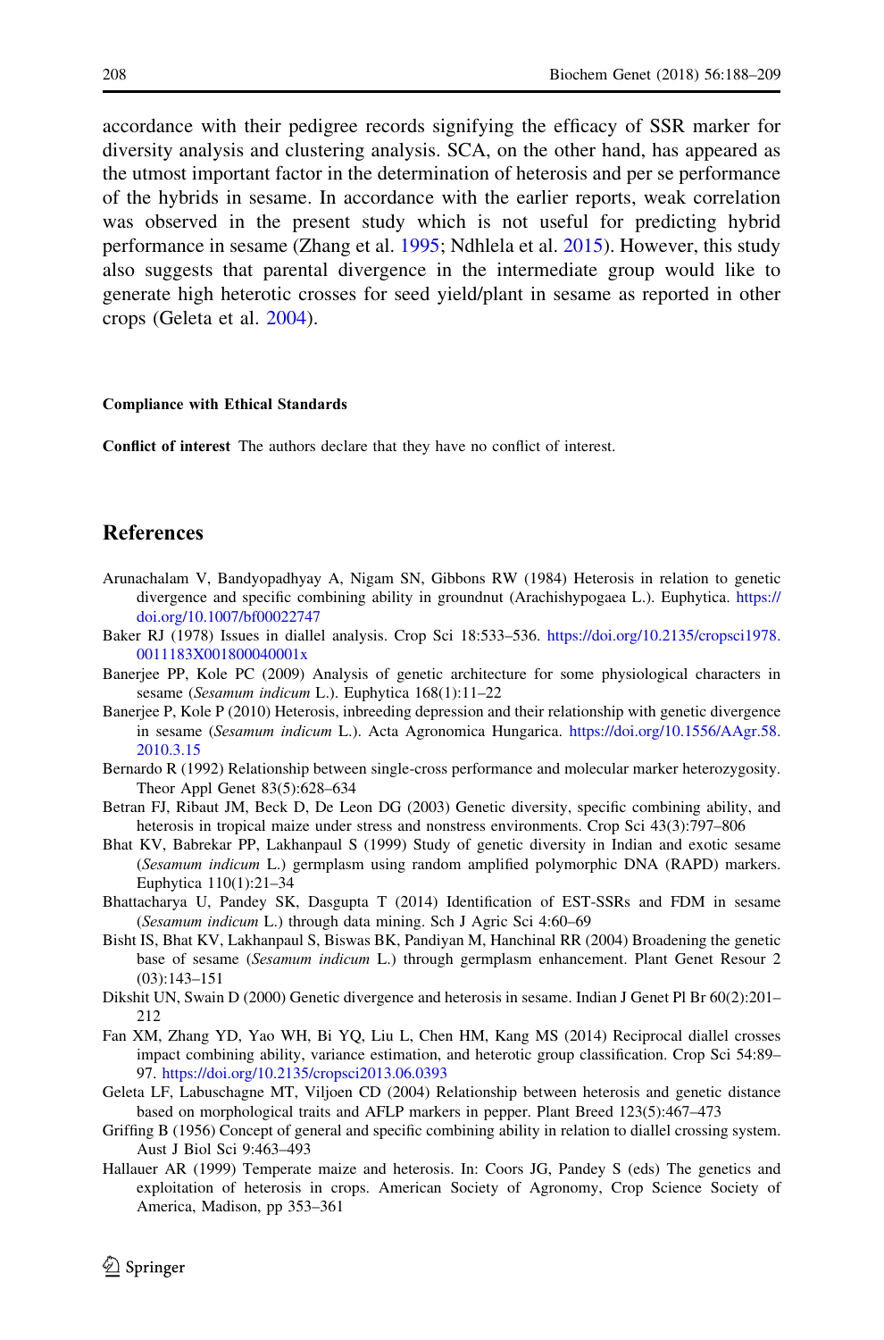accordance with their pedigree records signifying the efficacy of SSR marker for diversity analysis and clustering analysis. SCA, on the other hand, has appeared as the utmost important factor in the determination of heterosis and per se performance of the hybrids in sesame. In accordance with the earlier reports, weak correlation was observed in the present study which is not useful for predicting hybrid performance in sesame (Zhang et al. 1995; Ndhlela et al. 2015). However, this study also suggests that parental divergence in the intermediate group would like to generate high heterotic crosses for seed yield/plant in sesame as reported in other crops (Geleta et al. 2004).

**Compliance with Ethical Standards**

**Conflict of interest** The authors declare that they have no conflict of interest.

## References

Arunachalam V, Bandyopadhyay A, Nigam SN, Gibbons RW (1984) Heterosis in relation to genetic divergence and specific combining ability in groundnut (Arachishypogaea L.). Euphytica. https://doi.org/10.1007/bf00022747

Baker RJ (1978) Issues in diallel analysis. Crop Sci 18:533–536. https://doi.org/10.2135/cropsci1978.0011183X001800040001x

Banerjee PP, Kole PC (2009) Analysis of genetic architecture for some physiological characters in sesame (*Sesamum indicum* L.). Euphytica 168(1):11–22

Banerjee P, Kole P (2010) Heterosis, inbreeding depression and their relationship with genetic divergence in sesame (*Sesamum indicum* L.). Acta Agronomica Hungarica. https://doi.org/10.1556/AAgr.58.2010.3.15

Bernardo R (1992) Relationship between single-cross performance and molecular marker heterozygosity. Theor Appl Genet 83(5):628–634

Betran FJ, Ribaut JM, Beck D, De Leon DG (2003) Genetic diversity, specific combining ability, and heterosis in tropical maize under stress and nonstress environments. Crop Sci 43(3):797–806

Bhat KV, Babrekar PP, Lakhanpaul S (1999) Study of genetic diversity in Indian and exotic sesame (*Sesamum indicum* L.) germplasm using random amplified polymorphic DNA (RAPD) markers. Euphytica 110(1):21–34

Bhattacharya U, Pandey SK, Dasgupta T (2014) Identification of EST-SSRs and FDM in sesame (*Sesamum indicum* L.) through data mining. Sch J Agric Sci 4:60–69

Bisht IS, Bhat KV, Lakhanpaul S, Biswas BK, Pandiyan M, Hanchinal RR (2004) Broadening the genetic base of sesame (*Sesamum indicum* L.) through germplasm enhancement. Plant Genet Resour 2(03):143–151

Dikshit UN, Swain D (2000) Genetic divergence and heterosis in sesame. Indian J Genet Pl Br 60(2):201–212

Fan XM, Zhang YD, Yao WH, Bi YQ, Liu L, Chen HM, Kang MS (2014) Reciprocal diallel crosses impact combining ability, variance estimation, and heterotic group classification. Crop Sci 54:89–97. https://doi.org/10.2135/cropsci2013.06.0393

Geleta LF, Labuschagne MT, Viljoen CD (2004) Relationship between heterosis and genetic distance based on morphological traits and AFLP markers in pepper. Plant Breed 123(5):467–473

Griffing B (1956) Concept of general and specific combining ability in relation to diallel crossing system. Aust J Biol Sci 9:463–493

Hallauer AR (1999) Temperate maize and heterosis. In: Coors JG, Pandey S (eds) The genetics and exploitation of heterosis in crops. American Society of Agronomy, Crop Science Society of America, Madison, pp 353–361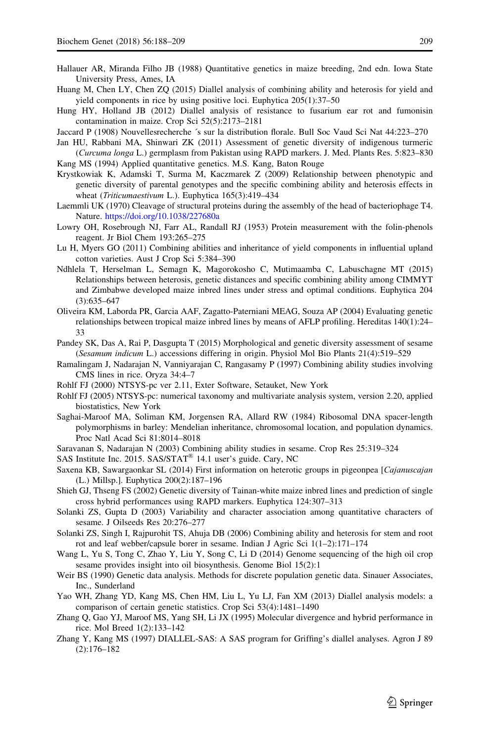Hallauer AR, Miranda Filho JB (1988) Quantitative genetics in maize breeding, 2nd edn. Iowa State University Press, Ames, IA

Huang M, Chen LY, Chen ZQ (2015) Diallel analysis of combining ability and heterosis for yield and yield components in rice by using positive loci. Euphytica 205(1):37–50

Hung HY, Holland JB (2012) Diallel analysis of resistance to fusarium ear rot and fumonisin contamination in maize. Crop Sci 52(5):2173–2181

Jaccard P (1908) Nouvellesrecherche ´s sur la distribution florale. Bull Soc Vaud Sci Nat 44:223–270

Jan HU, Rabbani MA, Shinwari ZK (2011) Assessment of genetic diversity of indigenous turmeric (*Curcuma longa* L.) germplasm from Pakistan using RAPD markers. J. Med. Plants Res. 5:823–830

Kang MS (1994) Applied quantitative genetics. M.S. Kang, Baton Rouge

Krystkowiak K, Adamski T, Surma M, Kaczmarek Z (2009) Relationship between phenotypic and genetic diversity of parental genotypes and the specific combining ability and heterosis effects in wheat (*Triticumaestivum* L.). Euphytica 165(3):419–434

Laemmli UK (1970) Cleavage of structural proteins during the assembly of the head of bacteriophage T4. Nature. https://doi.org/10.1038/227680a

Lowry OH, Rosebrough NJ, Farr AL, Randall RJ (1953) Protein measurement with the folin-phenols reagent. Jr Biol Chem 193:265–275

Lu H, Myers GO (2011) Combining abilities and inheritance of yield components in influential upland cotton varieties. Aust J Crop Sci 5:384–390

Ndhlela T, Herselman L, Semagn K, Magorokosho C, Mutimaamba C, Labuschagne MT (2015) Relationships between heterosis, genetic distances and specific combining ability among CIMMYT and Zimbabwe developed maize inbred lines under stress and optimal conditions. Euphytica 204 (3):635–647

Oliveira KM, Laborda PR, Garcia AAF, Zagatto-Paterniani MEAG, Souza AP (2004) Evaluating genetic relationships between tropical maize inbred lines by means of AFLP profiling. Hereditas 140(1):24–33

Pandey SK, Das A, Rai P, Dasgupta T (2015) Morphological and genetic diversity assessment of sesame (*Sesamum indicum* L.) accessions differing in origin. Physiol Mol Bio Plants 21(4):519–529

Ramalingam J, Nadarajan N, Vanniyarajan C, Rangasamy P (1997) Combining ability studies involving CMS lines in rice. Oryza 34:4–7

Rohlf FJ (2000) NTSYS-pc ver 2.11, Exter Software, Setauket, New York

Rohlf FJ (2005) NTSYS-pc: numerical taxonomy and multivariate analysis system, version 2.20, applied biostatistics, New York

Saghai-Maroof MA, Soliman KM, Jorgensen RA, Allard RW (1984) Ribosomal DNA spacer-length polymorphisms in barley: Mendelian inheritance, chromosomal location, and population dynamics. Proc Natl Acad Sci 81:8014–8018

Saravanan S, Nadarajan N (2003) Combining ability studies in sesame. Crop Res 25:319–324

SAS Institute Inc. 2015. SAS/STAT® 14.1 user's guide. Cary, NC

Saxena KB, Sawargaonkar SL (2014) First information on heterotic groups in pigeonpea [*Cajanuscajan* (L.) Millsp.]. Euphytica 200(2):187–196

Shieh GJ, Thseng FS (2002) Genetic diversity of Tainan-white maize inbred lines and prediction of single cross hybrid performances using RAPD markers. Euphytica 124:307–313

Solanki ZS, Gupta D (2003) Variability and character association among quantitative characters of sesame. J Oilseeds Res 20:276–277

Solanki ZS, Singh I, Rajpurohit TS, Ahuja DB (2006) Combining ability and heterosis for stem and root rot and leaf webber/capsule borer in sesame. Indian J Agric Sci 1(1–2):171–174

Wang L, Yu S, Tong C, Zhao Y, Liu Y, Song C, Li D (2014) Genome sequencing of the high oil crop sesame provides insight into oil biosynthesis. Genome Biol 15(2):1

Weir BS (1990) Genetic data analysis. Methods for discrete population genetic data. Sinauer Associates, Inc., Sunderland

Yao WH, Zhang YD, Kang MS, Chen HM, Liu L, Yu LJ, Fan XM (2013) Diallel analysis models: a comparison of certain genetic statistics. Crop Sci 53(4):1481–1490

Zhang Q, Gao YJ, Maroof MS, Yang SH, Li JX (1995) Molecular divergence and hybrid performance in rice. Mol Breed 1(2):133–142

Zhang Y, Kang MS (1997) DIALLEL-SAS: A SAS program for Griffing's diallel analyses. Agron J 89 (2):176–182